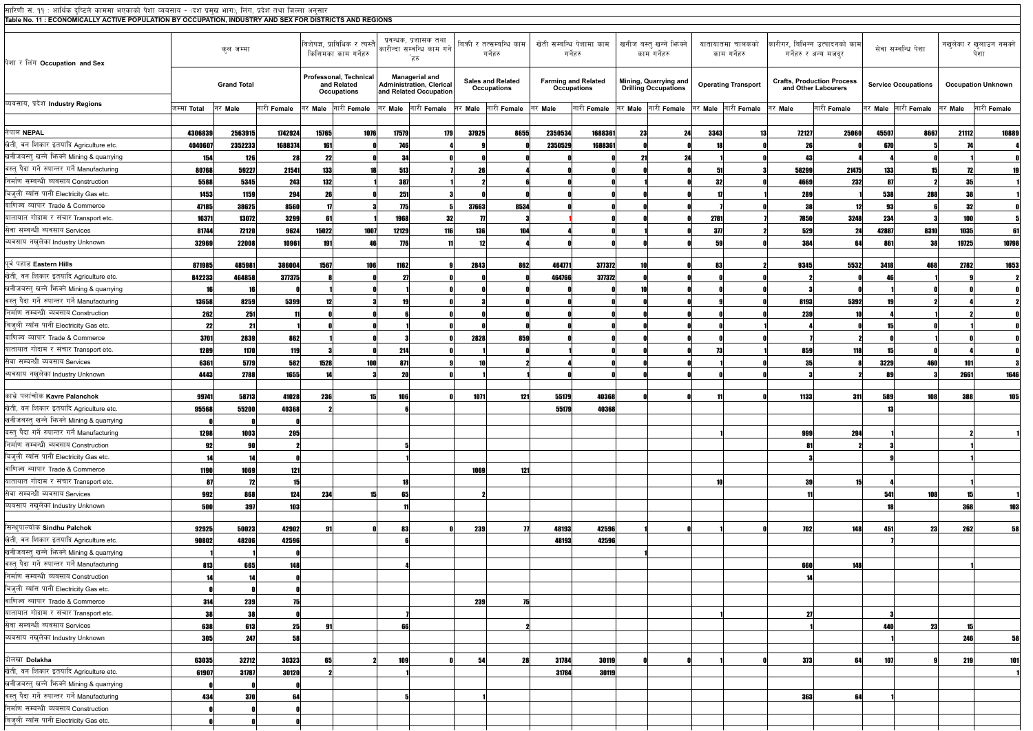सारिणी सं. ११ : आर्थिक दृष्टिले काममा भएकाको पेशा व्यवसाय - (दश प्रमुख भाग), लिंग, प्रदेश तथा जिल्ला अनुसार

**Table No. 11 : ECONOMICALLY ACTIVE POPULATION BY OCCUPATION, INDUSTRY AND SEX FOR DISTRICTS AND REGIONS**

| पेशा र लिंग Occupation and Sex / व्यवसाय, प्रदेश Industry Regions | कुल जम्मा Grand Total | | | विशेषज्ञ, प्राविधिक र त्यस्तै किसिमका काम गर्नेहरु Professional, Technical and Related Occupations | | प्रबन्धक, प्रशासक तथा कारीन्दा सम्बन्धि काम गर्ने हरु Managerial and Administration, Clerical and Related Occupation | | बिक्री र तत्सम्बन्धि काम गर्नेहरु Sales and Related Occupations | | खेती सम्बन्धि पेशामा काम गर्नेहरु Farming and Related Occupations | | खनीज वस्तु खन्ने झिक्ने काम गर्नेहरु Mining, Quarrying and Drilling Occupations | | यातायातमा चालकको काम गर्नेहरु Operating Transport | | कारीगर, बिभिन्न उत्पादनको काम गर्नेहरु र अन्य मजदुर Crafts, Production Process and Other Labourers | | सेवा सम्बन्धि पेशा Service Occupations | | नखुलेका र खुलाउन नसकेको पेशा Occupation Unknown | |
|---|---|---|---|---|---|---|---|---|---|---|---|---|---|---|---|---|---|---|---|---|---|
| | जम्मा Total | नर Male | नारी Female | नर Male | नारी Female | नर Male | नारी Female | नर Male | नारी Female | नर Male | नारी Female | नर Male | नारी Female | नर Male | नारी Female | नर Male | नारी Female | नर Male | नारी Female | नर Male | नारी Female |
| नेपाल NEPAL | 4306839 | 2563915 | 1742924 | 15765 | 1076 | 17579 | 179 | 37925 | 8655 | 2350534 | 1688361 | 23 | 24 | 3343 | 13 | 72127 | 25060 | 45507 | 8667 | 21112 | 10889 |
| खेती, वन शिकार इत्यादि Agriculture etc. | 4040607 | 2352233 | 1688374 | 161 | 0 | 746 | 4 | 9 | 0 | 2350529 | 1688361 | 0 | 0 | 18 | 0 | 26 | 0 | 670 | 5 | 74 | 4 |
| खनीजवस्तु खन्ने झिक्ने Mining & quarrying | 154 | 126 | 28 | 22 | 0 | 34 | 0 | 0 | 0 | 0 | 0 | 21 | 24 | 1 | 0 | 43 | 4 | 4 | 0 | 1 | 0 |
| वस्तु पैदा गर्ने रुपान्तर गर्ने Manufacturing | 80768 | 59227 | 21541 | 133 | 18 | 513 | 7 | 26 | 4 | 0 | 0 | 0 | 0 | 51 | 3 | 58299 | 21475 | 133 | 15 | 72 | 19 |
| निर्माण सम्बन्धी व्यवसाय Construction | 5588 | 5345 | 243 | 132 | 1 | 387 | 1 | 2 | 6 | 0 | 0 | 1 | 0 | 32 | 0 | 4669 | 232 | 87 | 2 | 35 | 1 |
| बिजुली ग्याँस पानी Electricity Gas etc. | 1453 | 1159 | 294 | 26 | 0 | 251 | 3 | 0 | 0 | 0 | 0 | 0 | 0 | 17 | 1 | 289 | 1 | 538 | 288 | 38 | 1 |
| वाणिज्य व्यापार Trade & Commerce | 47185 | 38625 | 8560 | 17 | 3 | 775 | 5 | 37663 | 8534 | 0 | 0 | 0 | 0 | 7 | 0 | 38 | 12 | 93 | 6 | 32 | 0 |
| यातायात गोदाम र संचार Transport etc. | 16371 | 13072 | 3299 | 61 | 1 | 1968 | 32 | 77 | 3 | 1 | 0 | 0 | 0 | 2781 | 7 | 7850 | 3248 | 234 | 3 | 100 | 5 |
| सेवा सम्बन्धी व्यवसाय Services | 81744 | 72120 | 9624 | 15022 | 1007 | 12129 | 116 | 136 | 104 | 4 | 0 | 1 | 0 | 377 | 2 | 529 | 24 | 42887 | 8310 | 1035 | 61 |
| व्यवसाय नखुलेका Industry Unknown | 32969 | 22008 | 10961 | 191 | 46 | 776 | 11 | 12 | 4 | 0 | 0 | 0 | 0 | 59 | 0 | 384 | 64 | 861 | 38 | 19725 | 10798 |
| पूर्व पहाड Eastern Hills | 871985 | 485981 | 386004 | 1567 | 106 | 1162 | 9 | 2843 | 862 | 464771 | 377372 | 10 | 0 | 83 | 2 | 9345 | 5532 | 3418 | 468 | 2782 | 1653 |
| खेती, वन शिकार इत्यादि Agriculture etc. | 842233 | 464858 | 377375 | 8 | 0 | 27 | 0 | 0 | 0 | 464766 | 377372 | 0 | 0 | 0 | 0 | 2 | 0 | 46 | 1 | 9 | 2 |
| खनीजवस्तु खन्ने झिक्ने Mining & quarrying | 16 | 16 | 0 | 1 | 0 | 1 | 0 | 0 | 0 | 0 | 0 | 10 | 0 | 0 | 0 | 3 | 0 | 1 | 0 | 0 | 0 |
| वस्तु पैदा गर्ने रुपान्तर गर्ने Manufacturing | 13658 | 8259 | 5399 | 12 | 3 | 19 | 0 | 3 | 0 | 0 | 0 | 0 | 0 | 9 | 0 | 8193 | 5392 | 19 | 2 | 4 | 2 |
| निर्माण सम्बन्धी व्यवसाय Construction | 262 | 251 | 11 | 0 | 0 | 6 | 0 | 0 | 0 | 0 | 0 | 0 | 0 | 0 | 0 | 239 | 10 | 4 | 1 | 2 | 0 |
| बिजुली ग्याँस पानी Electricity Gas etc. | 22 | 21 | 1 | 0 | 0 | 1 | 0 | 0 | 0 | 0 | 0 | 0 | 0 | 0 | 1 | 4 | 0 | 15 | 0 | 1 | 0 |
| वाणिज्य व्यापार Trade & Commerce | 3701 | 2839 | 862 | 1 | 0 | 3 | 0 | 2828 | 859 | 0 | 0 | 0 | 0 | 0 | 0 | 7 | 2 | 0 | 1 | 0 | 0 |
| यातायात गोदाम र संचार Transport etc. | 1289 | 1170 | 119 | 3 | 0 | 214 | 0 | 1 | 0 | 1 | 0 | 0 | 0 | 73 | 1 | 859 | 118 | 15 | 0 | 4 | 0 |
| सेवा सम्बन्धी व्यवसाय Services | 6361 | 5779 | 582 | 1528 | 100 | 871 | 9 | 10 | 2 | 4 | 0 | 0 | 0 | 1 | 0 | 35 | 8 | 3229 | 460 | 101 | 3 |
| व्यवसाय नखुलेका Industry Unknown | 4443 | 2788 | 1655 | 14 | 3 | 20 | 0 | 1 | 1 | 0 | 0 | 0 | 0 | 0 | 0 | 3 | 2 | 89 | 3 | 2661 | 1646 |
| काभ्रे पलांचोक Kavre Palanchok | 99741 | 58713 | 41028 | 236 | 15 | 106 | 0 | 1071 | 121 | 55179 | 40368 | 0 | 0 | 11 | 0 | 1133 | 311 | 589 | 108 | 388 | 105 |
| खेती, वन शिकार इत्यादि Agriculture etc. | 95568 | 55200 | 40368 | 2 | | 6 | | | | 55179 | 40368 | | | | | | | 13 | | | |
| खनीजवस्तु खन्ने झिक्ने Mining & quarrying | 0 | 0 | 0 | | | | | | | | | | | | | | | | | | |
| वस्तु पैदा गर्ने रुपान्तर गर्ने Manufacturing | 1298 | 1003 | 295 | | | | | | | | | | | 1 | | 999 | 294 | 1 | | 2 | 1 |
| निर्माण सम्बन्धी व्यवसाय Construction | 92 | 90 | 2 | | | 5 | | | | | | | | | | 81 | 2 | 3 | | 1 | |
| बिजुली ग्याँस पानी Electricity Gas etc. | 14 | 14 | 0 | | | 1 | | | | | | | | | | 3 | | 9 | | 1 | |
| वाणिज्य व्यापार Trade & Commerce | 1190 | 1069 | 121 | | | | | 1069 | 121 | | | | | | | | | | | | |
| यातायात गोदाम र संचार Transport etc. | 87 | 72 | 15 | | | 18 | | | | | | | | 10 | | 39 | 15 | 4 | | 1 | |
| सेवा सम्बन्धी व्यवसाय Services | 992 | 868 | 124 | 234 | 15 | 65 | | 2 | | | | | | | | 11 | | 541 | 108 | 15 | 1 |
| व्यवसाय नखुलेका Industry Unknown | 500 | 397 | 103 | | | 11 | | | | | | | | | | | | 18 | | 368 | 103 |
| सिन्धुपाल्चोक Sindhu Palchok | 92925 | 50023 | 42902 | 91 | 0 | 83 | 0 | 239 | 77 | 48193 | 42596 | 1 | 0 | 1 | 0 | 702 | 148 | 451 | 23 | 262 | 58 |
| खेती, वन शिकार इत्यादि Agriculture etc. | 90802 | 48206 | 42596 | | | 6 | | | | 48193 | 42596 | | | | | | | 7 | | | |
| खनीजवस्तु खन्ने झिक्ने Mining & quarrying | 1 | 1 | 0 | | | | | | | | | 1 | | | | | | | | | |
| वस्तु पैदा गर्ने रुपान्तर गर्ने Manufacturing | 813 | 665 | 148 | | | 4 | | | | | | | | | | 660 | 148 | | | 1 | |
| निर्माण सम्बन्धी व्यवसाय Construction | 14 | 14 | 0 | | | | | | | | | | | | | 14 | | | | | |
| बिजुली ग्याँस पानी Electricity Gas etc. | 0 | 0 | 0 | | | | | | | | | | | | | | | | | | |
| वाणिज्य व्यापार Trade & Commerce | 314 | 239 | 75 | | | | | 239 | 75 | | | | | | | | | | | | |
| यातायात गोदाम र संचार Transport etc. | 38 | 38 | 0 | | | 7 | | | | | | | | 1 | | 27 | | 3 | | | |
| सेवा सम्बन्धी व्यवसाय Services | 638 | 613 | 25 | 91 | | 66 | | | 2 | | | | | | | 1 | | 440 | 23 | 15 | |
| व्यवसाय नखुलेका Industry Unknown | 305 | 247 | 58 | | | | | | | | | | | | | | | 1 | | 246 | 58 |
| दोलखा Dolakha | 63035 | 32712 | 30323 | 65 | 2 | 109 | 0 | 54 | 28 | 31784 | 30119 | 0 | 0 | 1 | 0 | 373 | 64 | 107 | 9 | 219 | 101 |
| खेती, वन शिकार इत्यादि Agriculture etc. | 61907 | 31787 | 30120 | 2 | | 1 | | | | 31784 | 30119 | | | | | | | | | | 1 |
| खनीजवस्तु खन्ने झिक्ने Mining & quarrying | 0 | 0 | 0 | | | | | | | | | | | | | | | | | | |
| वस्तु पैदा गर्ने रुपान्तर गर्ने Manufacturing | 434 | 370 | 64 | | | 5 | | 1 | | | | | | | | 363 | 64 | 1 | | | |
| निर्माण सम्बन्धी व्यवसाय Construction | 0 | 0 | 0 | | | | | | | | | | | | | | | | | | |
| बिजुली ग्याँस पानी Electricity Gas etc. | 0 | 0 | 0 | | | | | | | | | | | | | | | | | | |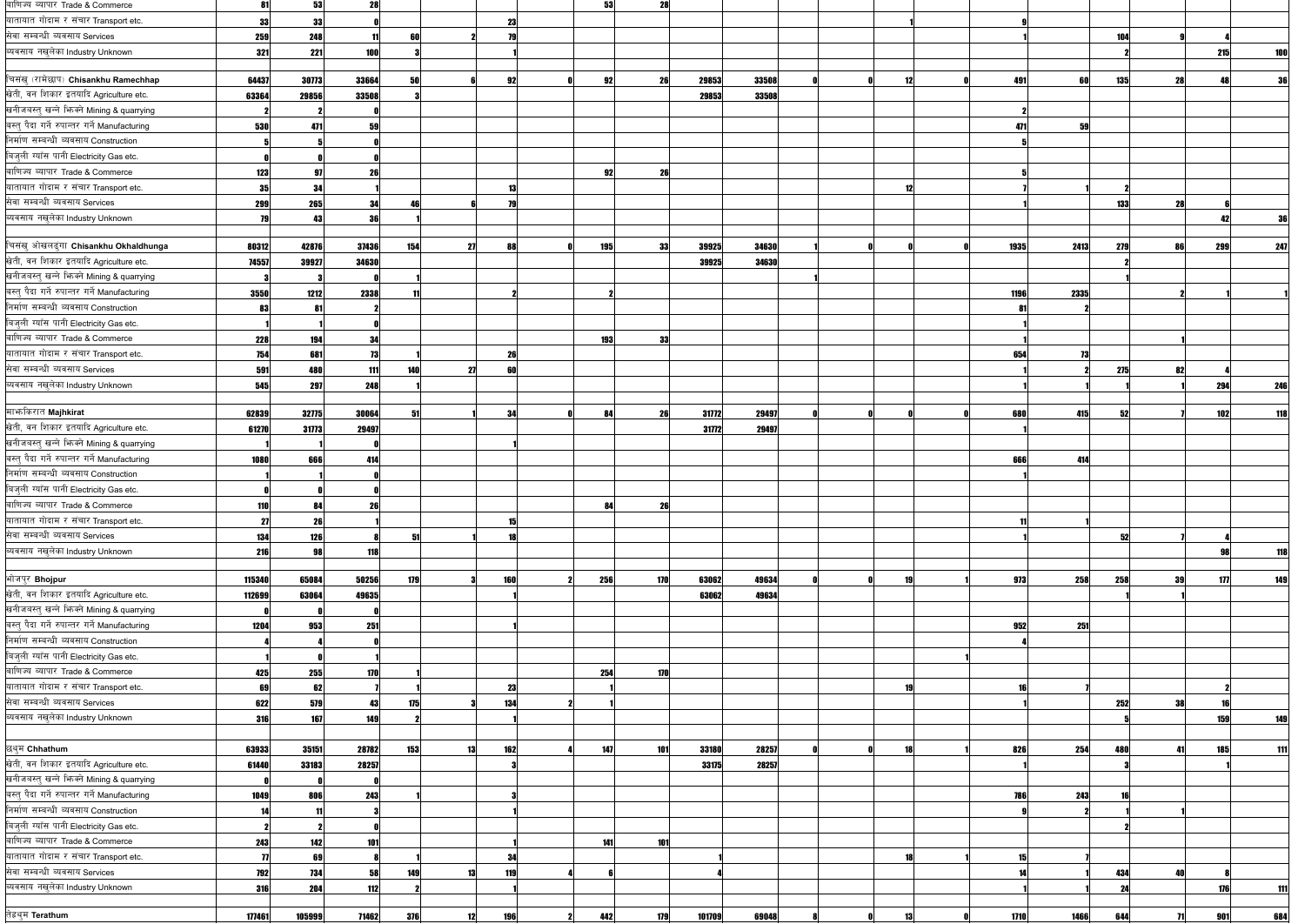| | | | | | | | | | | | | | | | | | | | | | |
|---|---|---|---|---|---|---|---|---|---|---|---|---|---|---|---|---|---|---|---|---|---|
| वाणिज्य व्यापार Trade & Commerce | 81 | 53 | 28 | | | | | 53 | 28 | | | | | | | | | | | | |
| यातायात गोदाम र संचार Transport etc. | 33 | 33 | 0 | | | 23 | | | | | | | | 1 | | 9 | | | | | |
| सेवा सम्बन्धी व्यवसाय Services | 259 | 248 | 11 | 60 | 2 | 79 | | | | | | | | | | 1 | | 104 | 9 | 4 | |
| व्यवसाय नखुलेका Industry Unknown | 321 | 221 | 100 | 3 | | 1 | | | | | | | | | | | | 2 | | 215 | 100 |
| | | | | | | | | | | | | | | | | | | | | | |
| चिसंखु (रामेछाप) **Chisankhu Ramechhap** | 64437 | 30773 | 33664 | 50 | 6 | 92 | 0 | 92 | 26 | 29853 | 33508 | 0 | 0 | 12 | 0 | 491 | 60 | 135 | 28 | 48 | 36 |
| खेती, वन शिकार इत्यादि Agriculture etc. | 63364 | 29856 | 33508 | 3 | | | | | | 29853 | 33508 | | | | | | | | | | |
| खनीजवस्तु खन्ने भिक्ने Mining & quarrying | 2 | 2 | 0 | | | | | | | | | | | | | 2 | | | | | |
| वस्तु पैदा गर्ने रुपान्तर गर्ने Manufacturing | 530 | 471 | 59 | | | | | | | | | | | | | 471 | 59 | | | | |
| निर्माण सम्बन्धी व्यवसाय Construction | 5 | 5 | 0 | | | | | | | | | | | | | 5 | | | | | |
| बिजुली ग्यांस पानी Electricity Gas etc. | 0 | 0 | 0 | | | | | | | | | | | | | | | | | | |
| वाणिज्य व्यापार Trade & Commerce | 123 | 97 | 26 | | | | | 92 | 26 | | | | | | | 5 | | | | | |
| यातायात गोदाम र संचार Transport etc. | 35 | 34 | 1 | | | 13 | | | | | | | | 12 | | 7 | 1 | 2 | | | |
| सेवा सम्बन्धी व्यवसाय Services | 299 | 265 | 34 | 46 | 6 | 79 | | | | | | | | | | 1 | | 133 | 28 | 6 | |
| व्यवसाय नखुलेका Industry Unknown | 79 | 43 | 36 | 1 | | | | | | | | | | | | | | | | 42 | 36 |
| | | | | | | | | | | | | | | | | | | | | | |
| चिसंखु ओखलढुंगा **Chisankhu Okhaldhunga** | 80312 | 42876 | 37436 | 154 | 27 | 88 | 0 | 195 | 33 | 39925 | 34630 | 1 | 0 | 0 | 0 | 1935 | 2413 | 279 | 86 | 299 | 247 |
| खेती, वन शिकार इत्यादि Agriculture etc. | 74557 | 39927 | 34630 | | | | | | | 39925 | 34630 | | | | | | | 2 | | | |
| खनीजवस्तु खन्ने भिक्ने Mining & quarrying | 3 | 3 | 0 | 1 | | | | | | | | 1 | | | | | | 1 | | | |
| वस्तु पैदा गर्ने रुपान्तर गर्ने Manufacturing | 3550 | 1212 | 2338 | 11 | | 2 | | 2 | | | | | | | | 1196 | 2335 | | 2 | 1 | 1 |
| निर्माण सम्बन्धी व्यवसाय Construction | 83 | 81 | 2 | | | | | | | | | | | | | 81 | 2 | | | | |
| बिजुली ग्यांस पानी Electricity Gas etc. | 1 | 1 | 0 | | | | | | | | | | | | | 1 | | | | | |
| वाणिज्य व्यापार Trade & Commerce | 228 | 194 | 34 | | | | | 193 | 33 | | | | | | | 1 | | | 1 | | |
| यातायात गोदाम र संचार Transport etc. | 754 | 681 | 73 | 1 | | 26 | | | | | | | | | | 654 | 73 | | | | |
| सेवा सम्बन्धी व्यवसाय Services | 591 | 480 | 111 | 140 | 27 | 60 | | | | | | | | | | 1 | 2 | 275 | 82 | 4 | |
| व्यवसाय नखुलेका Industry Unknown | 545 | 297 | 248 | 1 | | | | | | | | | | | | 1 | 1 | 1 | 1 | 294 | 246 |
| | | | | | | | | | | | | | | | | | | | | | |
| माझकिरात **Majhkirat** | 62839 | 32775 | 30064 | 51 | 1 | 34 | 0 | 84 | 26 | 31772 | 29497 | 0 | 0 | 0 | 0 | 680 | 415 | 52 | 7 | 102 | 118 |
| खेती, वन शिकार इत्यादि Agriculture etc. | 61270 | 31773 | 29497 | | | | | | | 31772 | 29497 | | | | | 1 | | | | | |
| खनीजवस्तु खन्ने भिक्ने Mining & quarrying | 1 | 1 | 0 | | | 1 | | | | | | | | | | | | | | | |
| वस्तु पैदा गर्ने रुपान्तर गर्ने Manufacturing | 1080 | 666 | 414 | | | | | | | | | | | | | 666 | 414 | | | | |
| निर्माण सम्बन्धी व्यवसाय Construction | 1 | 1 | 0 | | | | | | | | | | | | | 1 | | | | | |
| बिजुली ग्यांस पानी Electricity Gas etc. | 0 | 0 | 0 | | | | | | | | | | | | | | | | | | |
| वाणिज्य व्यापार Trade & Commerce | 110 | 84 | 26 | | | | | 84 | 26 | | | | | | | | | | | | |
| यातायात गोदाम र संचार Transport etc. | 27 | 26 | 1 | | | 15 | | | | | | | | | | 11 | 1 | | | | |
| सेवा सम्बन्धी व्यवसाय Services | 134 | 126 | 8 | 51 | 1 | 18 | | | | | | | | | | 1 | | 52 | 7 | 4 | |
| व्यवसाय नखुलेका Industry Unknown | 216 | 98 | 118 | | | | | | | | | | | | | | | | | 98 | 118 |
| | | | | | | | | | | | | | | | | | | | | | |
| भोजपुर **Bhojpur** | 115340 | 65084 | 50256 | 179 | 3 | 160 | 2 | 256 | 170 | 63062 | 49634 | 0 | 0 | 19 | 1 | 973 | 258 | 258 | 39 | 177 | 149 |
| खेती, वन शिकार इत्यादि Agriculture etc. | 112699 | 63064 | 49635 | | | 1 | | | | 63062 | 49634 | | | | | | | 1 | 1 | | |
| खनीजवस्तु खन्ने भिक्ने Mining & quarrying | 0 | 0 | 0 | | | | | | | | | | | | | | | | | | |
| वस्तु पैदा गर्ने रुपान्तर गर्ने Manufacturing | 1204 | 953 | 251 | | | 1 | | | | | | | | | | 952 | 251 | | | | |
| निर्माण सम्बन्धी व्यवसाय Construction | 4 | 4 | 0 | | | | | | | | | | | | | 4 | | | | | |
| बिजुली ग्यांस पानी Electricity Gas etc. | 1 | 0 | 1 | | | | | | | | | | | | 1 | | | | | | |
| वाणिज्य व्यापार Trade & Commerce | 425 | 255 | 170 | 1 | | | | 254 | 170 | | | | | | | | | | | | |
| यातायात गोदाम र संचार Transport etc. | 69 | 62 | 7 | 1 | | 23 | | 1 | | | | | | 19 | | 16 | 7 | | | 2 | |
| सेवा सम्बन्धी व्यवसाय Services | 622 | 579 | 43 | 175 | 3 | 134 | 2 | 1 | | | | | | | | 1 | | 252 | 38 | 16 | |
| व्यवसाय नखुलेका Industry Unknown | 316 | 167 | 149 | 2 | | 1 | | | | | | | | | | | | 5 | | 159 | 149 |
| | | | | | | | | | | | | | | | | | | | | | |
| छथुम **Chhathum** | 63933 | 35151 | 28782 | 153 | 13 | 162 | 4 | 147 | 101 | 33180 | 28257 | 0 | 0 | 18 | 1 | 826 | 254 | 480 | 41 | 185 | 111 |
| खेती, वन शिकार इत्यादि Agriculture etc. | 61440 | 33183 | 28257 | | | 3 | | | | 33175 | 28257 | | | | | 1 | | 3 | | 1 | |
| खनीजवस्तु खन्ने भिक्ने Mining & quarrying | 0 | 0 | 0 | | | | | | | | | | | | | | | | | | |
| वस्तु पैदा गर्ने रुपान्तर गर्ने Manufacturing | 1049 | 806 | 243 | 1 | | 3 | | | | | | | | | | 786 | 243 | 16 | | | |
| निर्माण सम्बन्धी व्यवसाय Construction | 14 | 11 | 3 | | | 1 | | | | | | | | | | 9 | 2 | 1 | 1 | | |
| बिजुली ग्यांस पानी Electricity Gas etc. | 2 | 2 | 0 | | | | | | | | | | | | | | | 2 | | | |
| वाणिज्य व्यापार Trade & Commerce | 243 | 142 | 101 | | | 1 | | 141 | 101 | | | | | | | | | | | | |
| यातायात गोदाम र संचार Transport etc. | 77 | 69 | 8 | 1 | | 34 | | | | 1 | | | | 18 | 1 | 15 | 7 | | | | |
| सेवा सम्बन्धी व्यवसाय Services | 792 | 734 | 58 | 149 | 13 | 119 | 4 | 6 | | 4 | | | | | | 14 | 1 | 434 | 40 | 8 | |
| व्यवसाय नखुलेका Industry Unknown | 316 | 204 | 112 | 2 | | 1 | | | | | | | | | | 1 | 1 | 24 | | 176 | 111 |
| | | | | | | | | | | | | | | | | | | | | | |
| तेह्रथुम **Terathum** | 177461 | 105999 | 71462 | 376 | 12 | 196 | 2 | 442 | 179 | 101709 | 69048 | 8 | 0 | 13 | 0 | 1710 | 1466 | 644 | 71 | 901 | 684 |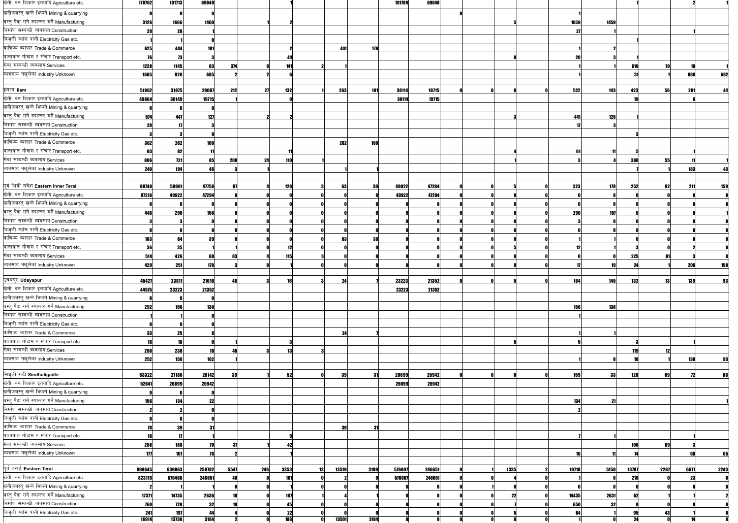| | | | | | | | | | | | | | | | | | | | | |
|---|---|---|---|---|---|---|---|---|---|---|---|---|---|---|---|---|---|---|---|---|
| खेती, वन शिकार इत्यादि Agriculture etc. | 170762 | 101713 | 69049 | | | 1 | | | | 101709 | 69048 | | | | | | | 1 | | 2 | 1 |
| खनीजवस्तु खन्ने भिक्ने Mining & quarrying | 9 | 9 | 0 | | | | | | | | | 8 | | | | 1 | | | | | |
| वस्तु पैदा गर्ने रुपान्तर गर्ने Manufacturing | 3126 | 1666 | 1460 | | 1 | 2 | | | | | | | | 5 | | 1659 | 1459 | | | | |
| निर्माण सम्बन्धी व्यवसाय Construction | 29 | 28 | 1 | | | | | | | | | | | | | 27 | 1 | | | 1 | |
| बिजुली ग्याँस पानी Electricity Gas etc. | 1 | 1 | 0 | | | | | | | | | | | | | | | 1 | | | |
| वाणिज्य व्यापार Trade & Commerce | 625 | 444 | 181 | | | 2 | | 441 | 179 | | | | | | | 1 | 2 | | | | |
| यातायात गोदाम र संचार Transport etc. | 76 | 73 | 3 | | | 44 | | | | | | | | 8 | | 20 | 3 | 1 | | | |
| सेवा सम्बन्धी व्यवसाय Services | 1228 | 1145 | 83 | 374 | 9 | 141 | 2 | 1 | | | | | | | | 1 | 1 | 610 | 70 | 18 | 1 |
| व्यवसाय नखुलेका Industry Unknown | 1605 | 920 | 685 | 2 | 2 | 6 | | | | | | | | | | 1 | | 31 | 1 | 880 | 682 |
| | | | | | | | | | | | | | | | | | | | | | |
| **ईलाम Ilam** | 51962 | 31875 | 20087 | 212 | 27 | 132 | 1 | 263 | 101 | 30114 | 19715 | 0 | 0 | 8 | 0 | 522 | 143 | 423 | 56 | 201 | 44 |
| खेती, वन शिकार इत्यादि Agriculture etc. | 49864 | 30149 | 19715 | 1 | | 9 | | | | 30114 | 19715 | | | | | | | 19 | | 6 | |
| खनीजवस्तु खन्ने भिक्ने Mining & quarrying | 0 | 0 | 0 | | | | | | | | | | | | | | | | | | |
| वस्तु पैदा गर्ने रुपान्तर गर्ने Manufacturing | 574 | 447 | 127 | | 2 | 2 | | | | | | | | 3 | | 441 | 125 | 1 | | | |
| निर्माण सम्बन्धी व्यवसाय Construction | 20 | 17 | 3 | | | | | | | | | | | | | 17 | 3 | | | | |
| बिजुली ग्याँस पानी Electricity Gas etc. | 3 | 3 | 0 | | | | | | | | | | | | | | | 3 | | | |
| वाणिज्य व्यापार Trade & Commerce | 362 | 262 | 100 | | | | | 262 | 100 | | | | | | | | | | | | |
| यातायात गोदाम र संचार Transport etc. | 93 | 82 | 11 | | | 11 | | | | | | | | 4 | | 61 | 11 | 5 | | 1 | |
| सेवा सम्बन्धी व्यवसाय Services | 806 | 721 | 85 | 208 | 24 | 110 | 1 | | | | | | | 1 | | 3 | 4 | 388 | 55 | 11 | 1 |
| व्यवसाय नखुलेका Industry Unknown | 240 | 194 | 46 | 3 | 1 | | | 1 | 1 | | | | | | | | | 7 | 1 | 183 | 43 |
| | | | | | | | | | | | | | | | | | | | | | |
| **पूर्व भित्री मदेश Eastern Inner Terai** | 98749 | 50991 | 47758 | 87 | 4 | 128 | 3 | 63 | 38 | 49922 | 47294 | 0 | 0 | 5 | 0 | 323 | 178 | 252 | 82 | 211 | 159 |
| खेती, वन शिकार इत्यादि Agriculture etc. | 97216 | 49922 | 47294 | 0 | 0 | 0 | 0 | 0 | 0 | 49922 | 47294 | 0 | 0 | 0 | 0 | 0 | 0 | 0 | 0 | 0 | 0 |
| खनीजवस्तु खन्ने भिक्ने Mining & quarrying | 0 | 0 | 0 | 0 | 0 | 0 | 0 | 0 | 0 | 0 | 0 | 0 | 0 | 0 | 0 | 0 | 0 | 0 | 0 | 0 | 0 |
| वस्तु पैदा गर्ने रुपान्तर गर्ने Manufacturing | 448 | 290 | 158 | 0 | 0 | 0 | 0 | 0 | 0 | 0 | 0 | 0 | 0 | 0 | 0 | 290 | 157 | 0 | 0 | 0 | 1 |
| निर्माण सम्बन्धी व्यवसाय Construction | 3 | 3 | 0 | 0 | 0 | 0 | 0 | 0 | 0 | 0 | 0 | 0 | 0 | 0 | 0 | 3 | 0 | 0 | 0 | 0 | 0 |
| बिजुली ग्याँस पानी Electricity Gas etc. | 0 | 0 | 0 | 0 | 0 | 0 | 0 | 0 | 0 | 0 | 0 | 0 | 0 | 0 | 0 | 0 | 0 | 0 | 0 | 0 | 0 |
| वाणिज्य व्यापार Trade & Commerce | 103 | 64 | 39 | 0 | 0 | 0 | 0 | 63 | 38 | 0 | 0 | 0 | 0 | 0 | 0 | 1 | 1 | 0 | 0 | 0 | 0 |
| यातायात गोदाम र संचार Transport etc. | 36 | 35 | 1 | 1 | 0 | 12 | 0 | 0 | 0 | 0 | 0 | 0 | 0 | 5 | 0 | 12 | 1 | 3 | 0 | 2 | 0 |
| सेवा सम्बन्धी व्यवसाय Services | 514 | 426 | 88 | 83 | 4 | 115 | 3 | 0 | 0 | 0 | 0 | 0 | 0 | 0 | 0 | 0 | 0 | 225 | 81 | 3 | 0 |
| व्यवसाय नखुलेका Industry Unknown | 429 | 251 | 178 | 3 | 0 | 1 | 0 | 0 | 0 | 0 | 0 | 0 | 0 | 0 | 0 | 17 | 19 | 24 | 1 | 206 | 158 |
| | | | | | | | | | | | | | | | | | | | | | |
| **उदयपुर Udayapur** | 45427 | 23811 | 21616 | 48 | 3 | 76 | 3 | 24 | 7 | 23223 | 21352 | 0 | 0 | 5 | 0 | 164 | 145 | 132 | 13 | 139 | 93 |
| खेती, वन शिकार इत्यादि Agriculture etc. | 44575 | 23223 | 21352 | | | | | | | 23223 | 21352 | | | | | | | | | | |
| खनीजवस्तु खन्ने भिक्ने Mining & quarrying | 0 | 0 | 0 | | | | | | | | | | | | | | | | | | |
| वस्तु पैदा गर्ने रुपान्तर गर्ने Manufacturing | 292 | 156 | 136 | | | | | | | | | | | | | 156 | 136 | | | | |
| निर्माण सम्बन्धी व्यवसाय Construction | 1 | 1 | 0 | | | | | | | | | | | | | 1 | | | | | |
| बिजुली ग्याँस पानी Electricity Gas etc. | 0 | 0 | 0 | | | | | | | | | | | | | | | | | | |
| वाणिज्य व्यापार Trade & Commerce | 33 | 25 | 8 | | | | | 24 | 7 | | | | | | | 1 | 1 | | | | |
| यातायात गोदाम र संचार Transport etc. | 18 | 18 | 0 | 1 | | 3 | | | | | | | | 5 | | 5 | | 3 | | 1 | |
| सेवा सम्बन्धी व्यवसाय Services | 256 | 238 | 18 | 46 | 3 | 73 | 3 | | | | | | | | | | | 119 | 12 | | |
| व्यवसाय नखुलेका Industry Unknown | 252 | 150 | 102 | 1 | | | | | | | | | | | | 1 | 8 | 10 | 1 | 138 | 93 |
| | | | | | | | | | | | | | | | | | | | | | |
| **सिंधुली गढी Sindhuligadhi** | 53322 | 27180 | 26142 | 39 | 1 | 52 | 0 | 39 | 31 | 26699 | 25942 | 0 | 0 | 0 | 0 | 159 | 33 | 120 | 69 | 72 | 66 |
| खेती, वन शिकार इत्यादि Agriculture etc. | 52641 | 26699 | 25942 | | | | | | | 26699 | 25942 | | | | | | | | | | |
| खनीजवस्तु खन्ने भिक्ने Mining & quarrying | 0 | 0 | 0 | | | | | | | | | | | | | | | | | | |
| वस्तु पैदा गर्ने रुपान्तर गर्ने Manufacturing | 156 | 134 | 22 | | | | | | | | | | | | | 134 | 21 | | | | 1 |
| निर्माण सम्बन्धी व्यवसाय Construction | 2 | 2 | 0 | | | | | | | | | | | | | 2 | | | | | |
| बिजुली ग्याँस पानी Electricity Gas etc. | 0 | 0 | 0 | | | | | | | | | | | | | | | | | | |
| वाणिज्य व्यापार Trade & Commerce | 70 | 39 | 31 | | | | | 39 | 31 | | | | | | | | | | | | |
| यातायात गोदाम र संचार Transport etc. | 18 | 17 | 1 | | | 9 | | | | | | | | | | 7 | 1 | | | 1 | |
| सेवा सम्बन्धी व्यवसाय Services | 258 | 188 | 70 | 37 | 1 | 42 | | | | | | | | | | | | 106 | 69 | 3 | |
| व्यवसाय नखुलेका Industry Unknown | 177 | 101 | 76 | 2 | | 1 | | | | | | | | | | 16 | 11 | 14 | | 68 | 65 |
| | | | | | | | | | | | | | | | | | | | | | |
| **पूर्व तराई Eastern Terai** | 899645 | 639863 | 259782 | 5547 | 246 | 3353 | 13 | 13519 | 3189 | 576007 | 246651 | 0 | 1 | 1335 | 2 | 19718 | 5150 | 13707 | 2287 | 6677 | 2243 |
| खेती, वन शिकार इत्यादि Agriculture etc. | 823119 | 576468 | 246651 | 40 | 0 | 181 | 0 | 2 | 0 | 576007 | 246651 | 0 | 0 | 4 | 0 | 1 | 0 | 210 | 0 | 23 | 0 |
| खनीजवस्तु खन्ने भिक्ने Mining & quarrying | 2 | 1 | 1 | 0 | 0 | 1 | 0 | 0 | 0 | 0 | 0 | 0 | 1 | 0 | 0 | 0 | 0 | 0 | 0 | 0 | 0 |
| वस्तु पैदा गर्ने रुपान्तर गर्ने Manufacturing | 17371 | 14735 | 2636 | 18 | 0 | 187 | 1 | 4 | 1 | 0 | 0 | 0 | 0 | 22 | 0 | 14435 | 2631 | 62 | 1 | 7 | 2 |
| निर्माण सम्बन्धी व्यवसाय Construction | 760 | 728 | 32 | 18 | 0 | 45 | 0 | 0 | 0 | 0 | 0 | 0 | 0 | 7 | 0 | 650 | 32 | 8 | 0 | 0 | 0 |
| बिजुली ग्याँस पानी Electricity Gas etc. | 241 | 197 | 44 | 4 | 0 | 22 | 0 | 0 | 0 | 0 | 0 | 0 | 0 | 5 | 0 | 64 | 1 | 95 | 43 | 7 | 0 |
| | 16914 | 13730 | 3184 | 2 | 0 | 188 | 0 | 13501 | 3184 | 0 | 0 | 0 | 0 | 0 | 0 | 1 | 0 | 24 | 0 | 14 | 0 |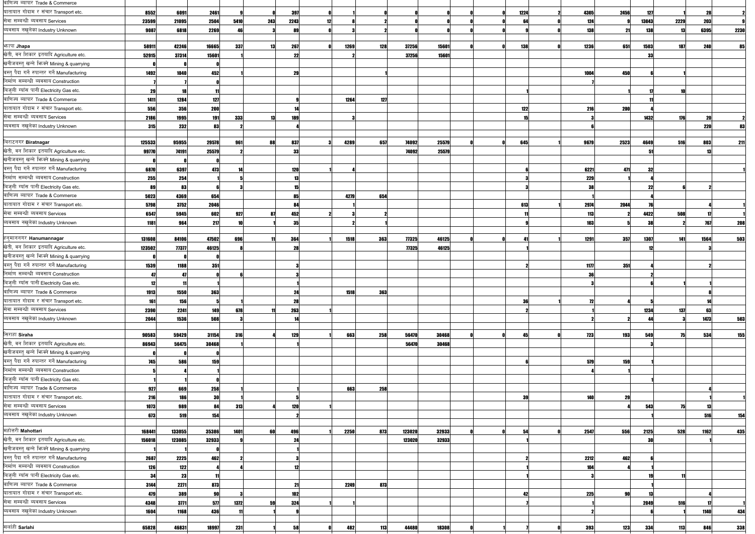| | | | | | | | | | | | | | | | | | | | | | |
|---|---|---|---|---|---|---|---|---|---|---|---|---|---|---|---|---|---|---|---|---|---|
| वाणिज्य व्यापार Trade & Commerce | | | | | | | | | | | | | | | | | | | | | |
| यातायात गोदाम र संचार Transport etc. | 8552 | 6091 | 2461 | 9 | 0 | 397 | 0 | 1 | 0 | 0 | 0 | 0 | 0 | 1224 | 2 | 4305 | 2456 | 127 | 1 | 28 | 2 |
| सेवा सम्बन्धी व्यवसाय Services | 23599 | 21095 | 2504 | 5410 | 243 | 2243 | 12 | 8 | 2 | 0 | 0 | 0 | 0 | 64 | 0 | 124 | 9 | 13043 | 2229 | 203 | 9 |
| व्यवसाय नखुलेका Industry Unknown | 9087 | 6818 | 2269 | 46 | 3 | 89 | 0 | 3 | 2 | 0 | 0 | 0 | 0 | 9 | 0 | 138 | 21 | 138 | 13 | 6395 | 2230 |
| | | | | | | | | | | | | | | | | | | | | | |
| झापा Jhapa | 58911 | 42246 | 16665 | 337 | 13 | 267 | 0 | 1269 | 128 | 37256 | 15601 | 0 | 0 | 138 | 0 | 1236 | 651 | 1503 | 187 | 240 | 85 |
| खेती, वन शिकार इत्यादि Agriculture etc. | 52915 | 37314 | 15601 | 1 | | 22 | | 2 | | 37256 | 15601 | | | | | | | 33 | | | |
| खनीजवस्तु खन्ने झिक्ने Mining & quarrying | 0 | 0 | 0 | | | | | | | | | | | | | | | | | | |
| वस्तु पैदा गर्ने रुपान्तर गर्ने Manufacturing | 1492 | 1040 | 452 | 1 | | 29 | | | 1 | | | | | | | 1004 | 450 | 6 | 1 | | |
| निर्माण सम्बन्धी व्यवसाय Construction | 7 | 7 | 0 | | | | | | | | | | | | | 7 | | | | | |
| बिजुली ग्यास पानी Electricity Gas etc. | 29 | 18 | 11 | | | | | | | | | | | 1 | | | 1 | 17 | 10 | | |
| वाणिज्य व्यापार Trade & Commerce | 1411 | 1284 | 127 | | | 9 | | 1264 | 127 | | | | | | | | | 11 | | | |
| यातायात गोदाम र संचार Transport etc. | 556 | 356 | 200 | | | 14 | | | | | | | | 122 | | 216 | 200 | 4 | | | |
| सेवा सम्बन्धी व्यवसाय Services | 2186 | 1995 | 191 | 333 | 13 | 189 | | 3 | | | | | | 15 | | 3 | | 1432 | 176 | 20 | 2 |
| व्यवसाय नखुलेका Industry Unknown | 315 | 232 | 83 | 2 | | 4 | | | | | | | | | | 6 | | | | 220 | 83 |
| | | | | | | | | | | | | | | | | | | | | | |
| बिराटनगर Biratnagar | 125533 | 95955 | 29578 | 961 | 88 | 837 | 3 | 4289 | 657 | 74092 | 25579 | 0 | 0 | 645 | 1 | 9679 | 2523 | 4649 | 516 | 803 | 211 |
| खेती, वन शिकार इत्यादि Agriculture etc. | 99770 | 74191 | 25579 | 2 | | 33 | | | | 74092 | 25579 | | | | | | | 51 | | 13 | |
| खनीजवस्तु खन्ने झिक्ने Mining & quarrying | 0 | 0 | 0 | | | | | | | | | | | | | | | | | | |
| वस्तु पैदा गर्ने रुपान्तर गर्ने Manufacturing | 6870 | 6397 | 473 | 14 | | 120 | 1 | 4 | | | | | | 6 | | 6221 | 471 | 32 | | | 1 |
| निर्माण सम्बन्धी व्यवसाय Construction | 255 | 254 | 1 | 5 | | 13 | | | | | | | | 3 | | 229 | 1 | 4 | | | |
| बिजुली ग्यास पानी Electricity Gas etc. | 89 | 83 | 6 | 3 | | 15 | | | | | | | | 3 | | 38 | | 22 | 6 | 2 | |
| वाणिज्य व्यापार Trade & Commerce | 5023 | 4369 | 654 | | | 85 | | 4279 | 654 | | | | | | | 1 | | 4 | | | |
| यातायात गोदाम र संचार Transport etc. | 5798 | 3752 | 2046 | | | 84 | | 1 | | | | | | 613 | 1 | 2974 | 2044 | 76 | | 4 | 1 |
| सेवा सम्बन्धी व्यवसाय Services | 6547 | 5945 | 602 | 927 | 87 | 452 | 2 | 3 | 2 | | | | | 11 | | 113 | 2 | 4422 | 508 | 17 | 1 |
| व्यवसाय नखुलेका Industry Unknown | 1181 | 964 | 217 | 10 | 1 | 35 | | 2 | 1 | | | | | 9 | | 103 | 5 | 38 | 2 | 767 | 208 |
| | | | | | | | | | | | | | | | | | | | | | |
| हनुमाननगर Hanumannagar | 131608 | 84106 | 47502 | 696 | 11 | 364 | 1 | 1518 | 363 | 77325 | 46125 | 0 | 0 | 41 | 1 | 1291 | 357 | 1307 | 141 | 1564 | 503 |
| खेती, वन शिकार इत्यादि Agriculture etc. | 123502 | 77377 | 46125 | 8 | | 28 | | | | 77325 | 46125 | | | 1 | | | | 12 | | 3 | |
| खनीजवस्तु खन्ने झिक्ने Mining & quarrying | 0 | 0 | 0 | | | | | | | | | | | | | | | | | | |
| वस्तु पैदा गर्ने रुपान्तर गर्ने Manufacturing | 1539 | 1188 | 351 | | | 3 | | | | | | | | 2 | | 1177 | 351 | 4 | | 2 | |
| निर्माण सम्बन्धी व्यवसाय Construction | 47 | 47 | 0 | 6 | | 3 | | | | | | | | | | 36 | | 2 | | | |
| बिजुली ग्यास पानी Electricity Gas etc. | 12 | 11 | 1 | | | 1 | | | | | | | | | | 3 | | 6 | 1 | 1 | |
| वाणिज्य व्यापार Trade & Commerce | 1913 | 1550 | 363 | | | 24 | | 1518 | 363 | | | | | | | | | | | 8 | |
| यातायात गोदाम र संचार Transport etc. | 161 | 156 | 5 | 1 | | 28 | | | | | | | | 36 | 1 | 72 | 4 | 5 | | 14 | |
| सेवा सम्बन्धी व्यवसाय Services | 2390 | 2241 | 149 | 678 | 11 | 263 | 1 | | | | | | | 2 | | 1 | | 1234 | 137 | 63 | |
| व्यवसाय नखुलेका Industry Unknown | 2044 | 1536 | 508 | 3 | | 14 | | | | | | | | | | 2 | 2 | 44 | 3 | 1473 | 503 |
| | | | | | | | | | | | | | | | | | | | | | |
| सिराहा Siraha | 90583 | 59429 | 31154 | 316 | 4 | 129 | 1 | 663 | 258 | 56470 | 30468 | 0 | 0 | 45 | 0 | 723 | 193 | 549 | 75 | 534 | 155 |
| खेती, वन शिकार इत्यादि Agriculture etc. | 86943 | 56475 | 30468 | 1 | | 1 | | | | 56470 | 30468 | | | | | | | 3 | | | |
| खनीजवस्तु खन्ने झिक्ने Mining & quarrying | 0 | 0 | 0 | | | | | | | | | | | | | | | | | | |
| वस्तु पैदा गर्ने रुपान्तर गर्ने Manufacturing | 745 | 586 | 159 | | | | | | | | | | | 6 | | 579 | 159 | 1 | | | |
| निर्माण सम्बन्धी व्यवसाय Construction | 5 | 4 | 1 | | | | | | | | | | | | | 4 | 1 | | | | |
| बिजुली ग्यास पानी Electricity Gas etc. | 1 | 1 | 0 | | | | | | | | | | | | | | | 1 | | | |
| वाणिज्य व्यापार Trade & Commerce | 927 | 669 | 258 | 1 | | 1 | | 663 | 258 | | | | | | | | | | | 4 | |
| यातायात गोदाम र संचार Transport etc. | 216 | 186 | 30 | 1 | | 5 | | | | | | | | 39 | | 140 | 29 | | | 1 | 1 |
| सेवा सम्बन्धी व्यवसाय Services | 1073 | 989 | 84 | 313 | 4 | 120 | 1 | | | | | | | | | | 4 | 543 | 75 | 13 | |
| व्यवसाय नखुलेका Industry Unknown | 673 | 519 | 154 | | | 2 | | | | | | | | | | | | 1 | | 516 | 154 |
| | | | | | | | | | | | | | | | | | | | | | |
| महोत्तरी Mahottari | 168441 | 133055 | 35386 | 1401 | 60 | 496 | 1 | 2250 | 873 | 123020 | 32933 | 0 | 0 | 54 | 0 | 2547 | 556 | 2125 | 528 | 1162 | 435 |
| खेती, वन शिकार इत्यादि Agriculture etc. | 156018 | 123085 | 32933 | 9 | | 24 | | | | 123020 | 32933 | | | 1 | | | | 30 | | 1 | |
| खनीजवस्तु खन्ने झिक्ने Mining & quarrying | 1 | 1 | 0 | | | 1 | | | | | | | | | | | | | | | |
| वस्तु पैदा गर्ने रुपान्तर गर्ने Manufacturing | 2687 | 2225 | 462 | 2 | | 3 | | | | | | | | 2 | | 2212 | 462 | 6 | | | |
| निर्माण सम्बन्धी व्यवसाय Construction | 126 | 122 | 4 | 4 | | 12 | | | | | | | | 1 | | 104 | 4 | 1 | | | |
| बिजुली ग्यास पानी Electricity Gas etc. | 34 | 23 | 11 | | | | | | | | | | | 1 | | 3 | | 19 | 11 | | |
| वाणिज्य व्यापार Trade & Commerce | 3144 | 2271 | 873 | | | 21 | | 2249 | 873 | | | | | | | | | 1 | | | |
| यातायात गोदाम र संचार Transport etc. | 479 | 389 | 90 | 3 | | 102 | | | | | | | | 42 | | 225 | 90 | 13 | | 4 | |
| सेवा सम्बन्धी व्यवसाय Services | 4348 | 3771 | 577 | 1372 | 59 | 324 | 1 | 1 | | | | | | 7 | | 1 | | 2049 | 516 | 17 | 1 |
| व्यवसाय नखुलेका Industry Unknown | 1604 | 1168 | 436 | 11 | 1 | 9 | | | | | | | | | | 2 | | 6 | 1 | 1140 | 434 |
| | | | | | | | | | | | | | | | | | | | | | |
| सर्लाही Sarlahi | 65828 | 46831 | 18997 | 231 | 1 | 58 | 0 | 482 | 113 | 44480 | 18308 | 0 | 1 | 7 | 0 | 393 | 123 | 334 | 113 | 846 | 338 |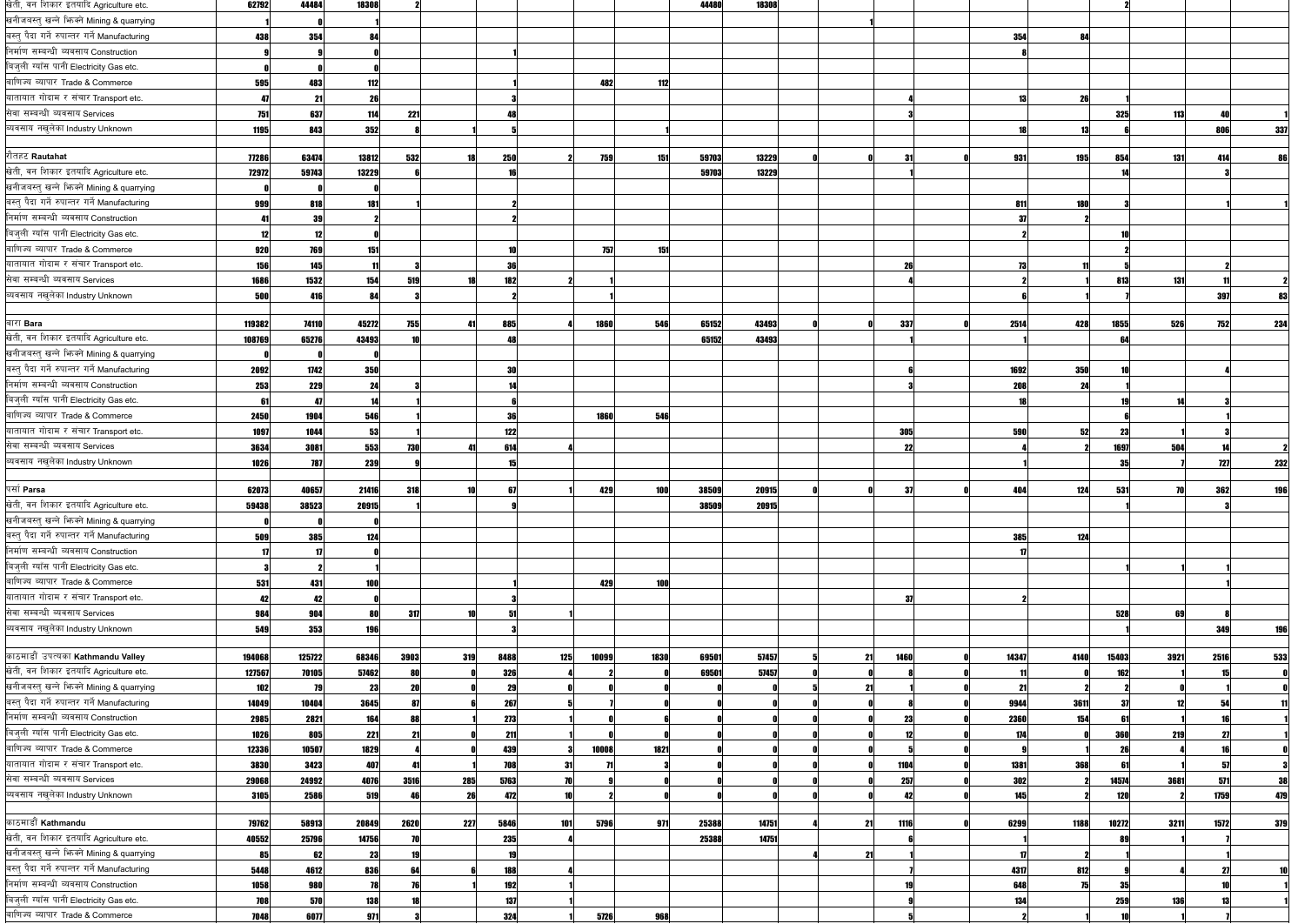| | | | | | | | | | | | | | | | | | | | | | |
|---|---|---|---|---|---|---|---|---|---|---|---|---|---|---|---|---|---|---|---|---|---|
| खेती, वन शिकार इत्यादि Agriculture etc. | 62792 | 44484 | 18308 | 2 | | | | | | 44480 | 18308 | | | | | | | 2 | | | |
| खनीजवस्तु खन्ने भिक्ने Mining & quarrying | 1 | 0 | 1 | | | | | | | | | | 1 | | | | | | | | |
| वस्तु पैदा गर्ने रुपान्तर गर्ने Manufacturing | 438 | 354 | 84 | | | | | | | | | | | | | 354 | 84 | | | | |
| निर्माण सम्बन्धी व्यवसाय Construction | 9 | 9 | 0 | | | 1 | | | | | | | | | | 8 | | | | | |
| बिजुली ग्यास पानी Electricity Gas etc. | 0 | 0 | 0 | | | | | | | | | | | | | | | | | | |
| वाणिज्य व्यापार Trade & Commerce | 595 | 483 | 112 | | | 1 | | 482 | 112 | | | | | | | | | | | | |
| यातायात गोदाम र संचार Transport etc. | 47 | 21 | 26 | | | 3 | | | | | | | | 4 | | 13 | 26 | 1 | | | |
| सेवा सम्बन्धी व्यवसाय Services | 751 | 637 | 114 | 221 | | 48 | | | | | | | | 3 | | | | 325 | 113 | 40 | 1 |
| व्यवसाय नखुलेका Industry Unknown | 1195 | 843 | 352 | 8 | 1 | 5 | | | 1 | | | | | | | 18 | 13 | 6 | | 806 | 337 |
| | | | | | | | | | | | | | | | | | | | | | |
| रौतहट Rautahat | 77286 | 63474 | 13812 | 532 | 18 | 250 | 2 | 759 | 151 | 59703 | 13229 | 0 | 0 | 31 | 0 | 931 | 195 | 854 | 131 | 414 | 86 |
| खेती, वन शिकार इत्यादि Agriculture etc. | 72972 | 59743 | 13229 | 6 | | 16 | | | | 59703 | 13229 | | | 1 | | | | 14 | | 3 | |
| खनीजवस्तु खन्ने भिक्ने Mining & quarrying | 0 | 0 | 0 | | | | | | | | | | | | | | | | | | |
| वस्तु पैदा गर्ने रुपान्तर गर्ने Manufacturing | 999 | 818 | 181 | 1 | | 2 | | | | | | | | | | 811 | 180 | 3 | | 1 | 1 |
| निर्माण सम्बन्धी व्यवसाय Construction | 41 | 39 | 2 | | | 2 | | | | | | | | | | 37 | 2 | | | | |
| बिजुली ग्यास पानी Electricity Gas etc. | 12 | 12 | 0 | | | | | | | | | | | | | 2 | | 10 | | | |
| वाणिज्य व्यापार Trade & Commerce | 920 | 769 | 151 | | | 10 | | 757 | 151 | | | | | | | | | 2 | | | |
| यातायात गोदाम र संचार Transport etc. | 156 | 145 | 11 | 3 | | 36 | | | | | | | | 26 | | 73 | 11 | 5 | | 2 | |
| सेवा सम्बन्धी व्यवसाय Services | 1686 | 1532 | 154 | 519 | 18 | 182 | 2 | 1 | | | | | | 4 | | 2 | 1 | 813 | 131 | 11 | 2 |
| व्यवसाय नखुलेका Industry Unknown | 500 | 416 | 84 | 3 | | 2 | | 1 | | | | | | | | 6 | 1 | 7 | | 397 | 83 |
| | | | | | | | | | | | | | | | | | | | | | |
| बारा Bara | 119382 | 74110 | 45272 | 755 | 41 | 885 | 4 | 1860 | 546 | 65152 | 43493 | 0 | 0 | 337 | 0 | 2514 | 428 | 1855 | 526 | 752 | 234 |
| खेती, वन शिकार इत्यादि Agriculture etc. | 108769 | 65276 | 43493 | 10 | | 48 | | | | 65152 | 43493 | | | 1 | | 1 | | 64 | | | |
| खनीजवस्तु खन्ने भिक्ने Mining & quarrying | 0 | 0 | 0 | | | | | | | | | | | | | | | | | | |
| वस्तु पैदा गर्ने रुपान्तर गर्ने Manufacturing | 2092 | 1742 | 350 | | | 30 | | | | | | | | 6 | | 1692 | 350 | 10 | | 4 | |
| निर्माण सम्बन्धी व्यवसाय Construction | 253 | 229 | 24 | 3 | | 14 | | | | | | | | 3 | | 208 | 24 | 1 | | | |
| बिजुली ग्यास पानी Electricity Gas etc. | 61 | 47 | 14 | 1 | | 6 | | | | | | | | | | 18 | | 19 | 14 | 3 | |
| वाणिज्य व्यापार Trade & Commerce | 2450 | 1904 | 546 | 1 | | 36 | | 1860 | 546 | | | | | | | | | 6 | | 1 | |
| यातायात गोदाम र संचार Transport etc. | 1097 | 1044 | 53 | 1 | | 122 | | | | | | | | 305 | | 590 | 52 | 23 | 1 | 3 | |
| सेवा सम्बन्धी व्यवसाय Services | 3634 | 3081 | 553 | 730 | 41 | 614 | 4 | | | | | | | 22 | | 4 | 2 | 1697 | 504 | 14 | 2 |
| व्यवसाय नखुलेका Industry Unknown | 1026 | 787 | 239 | 9 | | 15 | | | | | | | | | | 1 | | 35 | 7 | 727 | 232 |
| | | | | | | | | | | | | | | | | | | | | | |
| पर्सा Parsa | 62073 | 40657 | 21416 | 318 | 10 | 67 | 1 | 429 | 100 | 38509 | 20915 | 0 | 0 | 37 | 0 | 404 | 124 | 531 | 70 | 362 | 196 |
| खेती, वन शिकार इत्यादि Agriculture etc. | 59438 | 38523 | 20915 | 1 | | 9 | | | | 38509 | 20915 | | | | | | | 1 | | 3 | |
| खनीजवस्तु खन्ने भिक्ने Mining & quarrying | 0 | 0 | 0 | | | | | | | | | | | | | | | | | | |
| वस्तु पैदा गर्ने रुपान्तर गर्ने Manufacturing | 509 | 385 | 124 | | | | | | | | | | | | | 385 | 124 | | | | |
| निर्माण सम्बन्धी व्यवसाय Construction | 17 | 17 | 0 | | | | | | | | | | | | | 17 | | | | | |
| बिजुली ग्यास पानी Electricity Gas etc. | 3 | 2 | 1 | | | | | | | | | | | | | | | 1 | 1 | 1 | |
| वाणिज्य व्यापार Trade & Commerce | 531 | 431 | 100 | | | 1 | | 429 | 100 | | | | | | | | | | | 1 | |
| यातायात गोदाम र संचार Transport etc. | 42 | 42 | 0 | | | 3 | | | | | | | | 37 | | 2 | | | | | |
| सेवा सम्बन्धी व्यवसाय Services | 984 | 904 | 80 | 317 | 10 | 51 | 1 | | | | | | | | | | | 528 | 69 | 8 | |
| व्यवसाय नखुलेका Industry Unknown | 549 | 353 | 196 | | | 3 | | | | | | | | | | | | 1 | | 349 | 196 |
| | | | | | | | | | | | | | | | | | | | | | |
| काठमाडौं उपत्यका Kathmandu Valley | 194068 | 125722 | 68346 | 3903 | 319 | 8488 | 125 | 10099 | 1830 | 69501 | 57457 | 5 | 21 | 1460 | 0 | 14347 | 4140 | 15403 | 3921 | 2516 | 533 |
| खेती, वन शिकार इत्यादि Agriculture etc. | 127567 | 70105 | 57462 | 80 | 0 | 326 | 4 | 2 | 0 | 69501 | 57457 | 0 | 0 | 8 | 0 | 11 | 0 | 162 | 1 | 15 | 0 |
| खनीजवस्तु खन्ने भिक्ने Mining & quarrying | 102 | 79 | 23 | 20 | 0 | 29 | 0 | 0 | 0 | 0 | 0 | 5 | 21 | 1 | 0 | 21 | 2 | 2 | 0 | 1 | 0 |
| वस्तु पैदा गर्ने रुपान्तर गर्ने Manufacturing | 14049 | 10404 | 3645 | 87 | 6 | 267 | 5 | 7 | 0 | 0 | 0 | 0 | 0 | 8 | 0 | 9944 | 3611 | 37 | 12 | 54 | 11 |
| निर्माण सम्बन्धी व्यवसाय Construction | 2985 | 2821 | 164 | 88 | 1 | 273 | 1 | 0 | 6 | 0 | 0 | 0 | 0 | 23 | 0 | 2360 | 154 | 61 | 1 | 16 | 1 |
| बिजुली ग्यास पानी Electricity Gas etc. | 1026 | 805 | 221 | 21 | 0 | 211 | 1 | 0 | 0 | 0 | 0 | 0 | 0 | 12 | 0 | 174 | 0 | 360 | 219 | 27 | 1 |
| वाणिज्य व्यापार Trade & Commerce | 12336 | 10507 | 1829 | 4 | 0 | 439 | 3 | 10008 | 1821 | 0 | 0 | 0 | 0 | 5 | 0 | 9 | 1 | 26 | 4 | 16 | 0 |
| यातायात गोदाम र संचार Transport etc. | 3830 | 3423 | 407 | 41 | 1 | 708 | 31 | 71 | 3 | 0 | 0 | 0 | 0 | 1104 | 0 | 1381 | 368 | 61 | 1 | 57 | 3 |
| सेवा सम्बन्धी व्यवसाय Services | 29068 | 24992 | 4076 | 3516 | 285 | 5763 | 70 | 9 | 0 | 0 | 0 | 0 | 0 | 257 | 0 | 302 | 2 | 14574 | 3681 | 571 | 38 |
| व्यवसाय नखुलेका Industry Unknown | 3105 | 2586 | 519 | 46 | 26 | 472 | 10 | 2 | 0 | 0 | 0 | 0 | 0 | 42 | 0 | 145 | 2 | 120 | 2 | 1759 | 479 |
| | | | | | | | | | | | | | | | | | | | | | |
| काठमाडौं Kathmandu | 79762 | 58913 | 20849 | 2620 | 227 | 5846 | 101 | 5796 | 971 | 25388 | 14751 | 4 | 21 | 1116 | 0 | 6299 | 1188 | 10272 | 3211 | 1572 | 379 |
| खेती, वन शिकार इत्यादि Agriculture etc. | 40552 | 25796 | 14756 | 70 | | 235 | 4 | | | 25388 | 14751 | | | 6 | | 1 | | 89 | 1 | 7 | |
| खनीजवस्तु खन्ने भिक्ने Mining & quarrying | 85 | 62 | 23 | 19 | | 19 | | | | | | 4 | 21 | 1 | | 17 | 2 | 1 | | 1 | |
| वस्तु पैदा गर्ने रुपान्तर गर्ने Manufacturing | 5448 | 4612 | 836 | 64 | 6 | 188 | 4 | | | | | | | 7 | | 4317 | 812 | 9 | 4 | 27 | 10 |
| निर्माण सम्बन्धी व्यवसाय Construction | 1058 | 980 | 78 | 76 | 1 | 192 | 1 | | | | | | | 19 | | 648 | 75 | 35 | | 10 | 1 |
| बिजुली ग्यास पानी Electricity Gas etc. | 708 | 570 | 138 | 18 | | 137 | 1 | | | | | | | 9 | | 134 | | 259 | 136 | 13 | 1 |
| वाणिज्य व्यापार Trade & Commerce | 7048 | 6077 | 971 | 3 | | 324 | 1 | 5726 | 968 | | | | | 5 | | 2 | 1 | 10 | 1 | 7 | |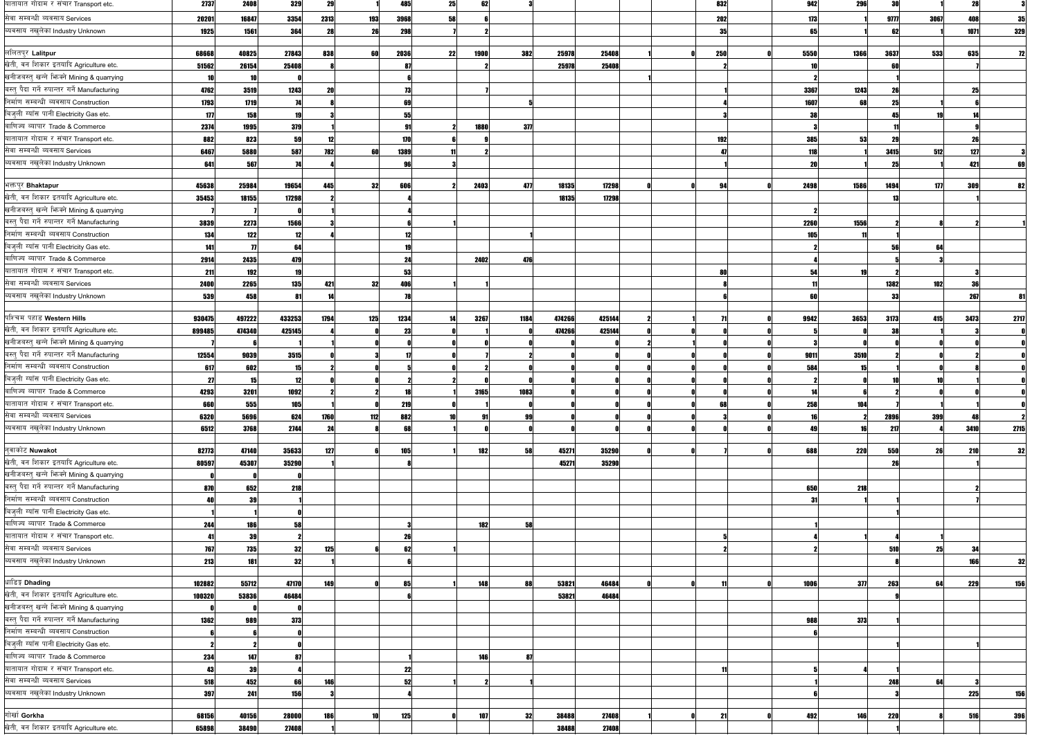| | | | | | | | | | | | | | | | | | | | | | |
|---|---|---|---|---|---|---|---|---|---|---|---|---|---|---|---|---|---|---|---|---|---|
| यातायात गोदाम र संचार Transport etc. | 2737 | 2408 | 329 | 29 | 1 | 485 | 25 | 62 | 3 | | | | | 832 | | 942 | 296 | 30 | 1 | 28 | 3 |
| सेवा सम्बन्धी व्यवसाय Services | 20201 | 16847 | 3354 | 2313 | 193 | 3968 | 58 | 6 | | | | | | 202 | | 173 | 1 | 9777 | 3067 | 408 | 35 |
| व्यवसाय नखुलेका Industry Unknown | 1925 | 1561 | 364 | 28 | 26 | 298 | 7 | 2 | | | | | | 35 | | 65 | 1 | 62 | 1 | 1071 | 329 |
| | | | | | | | | | | | | | | | | | | | | | |
| ललितपुर Lalitpur | 68668 | 40825 | 27843 | 838 | 60 | 2036 | 22 | 1900 | 382 | 25978 | 25408 | 1 | 0 | 250 | 0 | 5550 | 1366 | 3637 | 533 | 635 | 72 |
| खेती, वन शिकार इतयादि Agriculture etc. | 51562 | 26154 | 25408 | 8 | | 87 | | 2 | | 25978 | 25408 | | | 2 | | 10 | | 60 | | 7 | |
| खनीजवस्तु खन्ने झिक्ने Mining & quarrying | 10 | 10 | 0 | | | 6 | | | | | | 1 | | | | 2 | | 1 | | | |
| वस्तु पैदा गर्ने रुपान्तर गर्ने Manufacturing | 4762 | 3519 | 1243 | 20 | | 73 | | 7 | | | | | | 1 | | 3367 | 1243 | 26 | | 25 | |
| निर्माण सम्बन्धी व्यवसाय Construction | 1793 | 1719 | 74 | 8 | | 69 | | | 5 | | | | | 4 | | 1607 | 68 | 25 | 1 | 6 | |
| बिजुली ग्यांस पानी Electricity Gas etc. | 177 | 158 | 19 | 3 | | 55 | | | | | | | | 3 | | 38 | | 45 | 19 | 14 | |
| वाणिज्य व्यापार Trade & Commerce | 2374 | 1995 | 379 | 1 | | 91 | 2 | 1880 | 377 | | | | | | | 3 | | 11 | | 9 | |
| यातायात गोदाम र संचार Transport etc. | 882 | 823 | 59 | 12 | | 170 | 6 | 9 | | | | | | 192 | | 385 | 53 | 29 | | 26 | |
| सेवा सम्बन्धी व्यवसाय Services | 6467 | 5880 | 587 | 782 | 60 | 1389 | 11 | 2 | | | | | | 47 | | 118 | 1 | 3415 | 512 | 127 | 3 |
| व्यवसाय नखुलेका Industry Unknown | 641 | 567 | 74 | 4 | | 96 | 3 | | | | | | | 1 | | 20 | 1 | 25 | 1 | 421 | 69 |
| | | | | | | | | | | | | | | | | | | | | | |
| भक्तपुर Bhaktapur | 45638 | 25984 | 19654 | 445 | 32 | 606 | 2 | 2403 | 477 | 18135 | 17298 | 0 | 0 | 94 | 0 | 2498 | 1586 | 1494 | 177 | 309 | 82 |
| खेती, वन शिकार इतयादि Agriculture etc. | 35453 | 18155 | 17298 | 2 | | 4 | | | | 18135 | 17298 | | | | | | | 13 | | 1 | |
| खनीजवस्तु खन्ने झिक्ने Mining & quarrying | 7 | 7 | 0 | 1 | | 4 | | | | | | | | | | 2 | | | | | |
| वस्तु पैदा गर्ने रुपान्तर गर्ने Manufacturing | 3839 | 2273 | 1566 | 3 | | 6 | 1 | | | | | | | | | 2260 | 1556 | 2 | 8 | 2 | 1 |
| निर्माण सम्बन्धी व्यवसाय Construction | 134 | 122 | 12 | 4 | | 12 | | | 1 | | | | | | | 105 | 11 | 1 | | | |
| बिजुली ग्यांस पानी Electricity Gas etc. | 141 | 77 | 64 | | | 19 | | | | | | | | | | 2 | | 56 | 64 | | |
| वाणिज्य व्यापार Trade & Commerce | 2914 | 2435 | 479 | | | 24 | | 2402 | 476 | | | | | | | 4 | | 5 | 3 | | |
| यातायात गोदाम र संचार Transport etc. | 211 | 192 | 19 | | | 53 | | | | | | | | 80 | | 54 | 19 | 2 | | 3 | |
| सेवा सम्बन्धी व्यवसाय Services | 2400 | 2265 | 135 | 421 | 32 | 406 | 1 | 1 | | | | | | 8 | | 11 | | 1382 | 102 | 36 | |
| व्यवसाय नखुलेका Industry Unknown | 539 | 458 | 81 | 14 | | 78 | | | | | | | | 6 | | 60 | | 33 | | 267 | 81 |
| | | | | | | | | | | | | | | | | | | | | | |
| पश्चिम पहाड Western Hills | 930475 | 497222 | 433253 | 1794 | 125 | 1234 | 14 | 3267 | 1184 | 474266 | 425144 | 2 | 1 | 71 | 0 | 9942 | 3653 | 3173 | 415 | 3473 | 2717 |
| खेती, वन शिकार इतयादि Agriculture etc. | 899485 | 474340 | 425145 | 4 | 0 | 23 | 0 | 1 | 0 | 474266 | 425144 | 0 | 0 | 0 | 0 | 5 | 0 | 38 | 1 | 3 | 0 |
| खनीजवस्तु खन्ने झिक्ने Mining & quarrying | 7 | 6 | 1 | 1 | 0 | 0 | 0 | 0 | 0 | 0 | 0 | 2 | 1 | 0 | 0 | 3 | 0 | 0 | 0 | 0 | 0 |
| वस्तु पैदा गर्ने रुपान्तर गर्ने Manufacturing | 12554 | 9039 | 3515 | 0 | 3 | 17 | 0 | 7 | 2 | 0 | 0 | 0 | 0 | 0 | 0 | 9011 | 3510 | 2 | 0 | 2 | 0 |
| निर्माण सम्बन्धी व्यवसाय Construction | 617 | 602 | 15 | 2 | 0 | 5 | 0 | 2 | 0 | 0 | 0 | 0 | 0 | 0 | 0 | 584 | 15 | 1 | 0 | 8 | 0 |
| बिजुली ग्यांस पानी Electricity Gas etc. | 27 | 15 | 12 | 0 | 0 | 2 | 2 | 0 | 0 | 0 | 0 | 0 | 0 | 0 | 0 | 2 | 0 | 10 | 10 | 1 | 0 |
| वाणिज्य व्यापार Trade & Commerce | 4293 | 3201 | 1092 | 2 | 2 | 18 | 1 | 3165 | 1083 | 0 | 0 | 0 | 0 | 0 | 0 | 14 | 6 | 2 | 0 | 0 | 0 |
| यातायात गोदाम र संचार Transport etc. | 660 | 555 | 105 | 1 | 0 | 219 | 0 | 1 | 0 | 0 | 0 | 0 | 0 | 68 | 0 | 258 | 104 | 7 | 1 | 1 | 0 |
| सेवा सम्बन्धी व्यवसाय Services | 6320 | 5696 | 624 | 1760 | 112 | 882 | 10 | 91 | 99 | 0 | 0 | 0 | 0 | 3 | 0 | 16 | 2 | 2896 | 399 | 48 | 2 |
| व्यवसाय नखुलेका Industry Unknown | 6512 | 3768 | 2744 | 24 | 8 | 68 | 1 | 0 | 0 | 0 | 0 | 0 | 0 | 0 | 0 | 49 | 16 | 217 | 4 | 3410 | 2715 |
| | | | | | | | | | | | | | | | | | | | | | |
| नुवाकोट Nuwakot | 82773 | 47140 | 35633 | 127 | 6 | 105 | 1 | 182 | 58 | 45271 | 35290 | 0 | 0 | 7 | 0 | 688 | 220 | 550 | 26 | 210 | 32 |
| खेती, वन शिकार इतयादि Agriculture etc. | 80597 | 45307 | 35290 | 1 | | 8 | | | | 45271 | 35290 | | | | | | | 26 | | 1 | |
| खनीजवस्तु खन्ने झिक्ने Mining & quarrying | 0 | 0 | 0 | | | | | | | | | | | | | | | | | | |
| वस्तु पैदा गर्ने रुपान्तर गर्ने Manufacturing | 870 | 652 | 218 | | | | | | | | | | | | | 650 | 218 | | | 2 | |
| निर्माण सम्बन्धी व्यवसाय Construction | 40 | 39 | 1 | | | | | | | | | | | | | 31 | | 1 | | 7 | |
| बिजुली ग्यांस पानी Electricity Gas etc. | 1 | 1 | 0 | | | | | | | | | | | | | | | 1 | | | |
| वाणिज्य व्यापार Trade & Commerce | 244 | 186 | 58 | | | 3 | | 182 | 58 | | | | | | | 1 | | | | | |
| यातायात गोदाम र संचार Transport etc. | 41 | 39 | 2 | | | 26 | | | | | | | | 5 | | 4 | 1 | 4 | 1 | | |
| सेवा सम्बन्धी व्यवसाय Services | 767 | 735 | 32 | 125 | 6 | 62 | 1 | | | | | | | 2 | | 2 | | 510 | 25 | 34 | |
| व्यवसाय नखुलेका Industry Unknown | 213 | 181 | 32 | 1 | | 6 | | | | | | | | | | | | 8 | | 166 | 32 |
| | | | | | | | | | | | | | | | | | | | | | |
| धादिङ Dhading | 102882 | 55712 | 47170 | 149 | 0 | 85 | 1 | 148 | 88 | 53821 | 46484 | 0 | 0 | 11 | 0 | 1006 | 377 | 263 | 64 | 229 | 156 |
| खेती, वन शिकार इतयादि Agriculture etc. | 100320 | 53836 | 46484 | | | 6 | | | | 53821 | 46484 | | | | | | | 9 | | | |
| खनीजवस्तु खन्ने झिक्ने Mining & quarrying | 0 | 0 | 0 | | | | | | | | | | | | | | | | | | |
| वस्तु पैदा गर्ने रुपान्तर गर्ने Manufacturing | 1362 | 989 | 373 | | | | | | | | | | | | | 988 | 373 | 1 | | | |
| निर्माण सम्बन्धी व्यवसाय Construction | 6 | 6 | 0 | | | | | | | | | | | | | 6 | | | | | |
| बिजुली ग्यांस पानी Electricity Gas etc. | 2 | 2 | 0 | | | | | | | | | | | | | | | 1 | | 1 | |
| वाणिज्य व्यापार Trade & Commerce | 234 | 147 | 87 | | | 1 | | 146 | 87 | | | | | | | | | | | | |
| यातायात गोदाम र संचार Transport etc. | 43 | 39 | 4 | | | 22 | | | | | | | | 11 | | 5 | 4 | 1 | | | |
| सेवा सम्बन्धी व्यवसाय Services | 518 | 452 | 66 | 146 | | 52 | 1 | 2 | 1 | | | | | | | 1 | | 248 | 64 | 3 | |
| व्यवसाय नखुलेका Industry Unknown | 397 | 241 | 156 | 3 | | 4 | | | | | | | | | | 6 | | 3 | | 225 | 156 |
| | | | | | | | | | | | | | | | | | | | | | |
| गोर्खा Gorkha | 68156 | 40156 | 28000 | 186 | 10 | 125 | 0 | 107 | 32 | 38488 | 27408 | 1 | 0 | 21 | 0 | 492 | 146 | 220 | 8 | 516 | 396 |
| खेती, वन शिकार इतयादि Agriculture etc. | 65898 | 38490 | 27408 | 1 | | | | | | 38488 | 27408 | | | | | | | 1 | | | |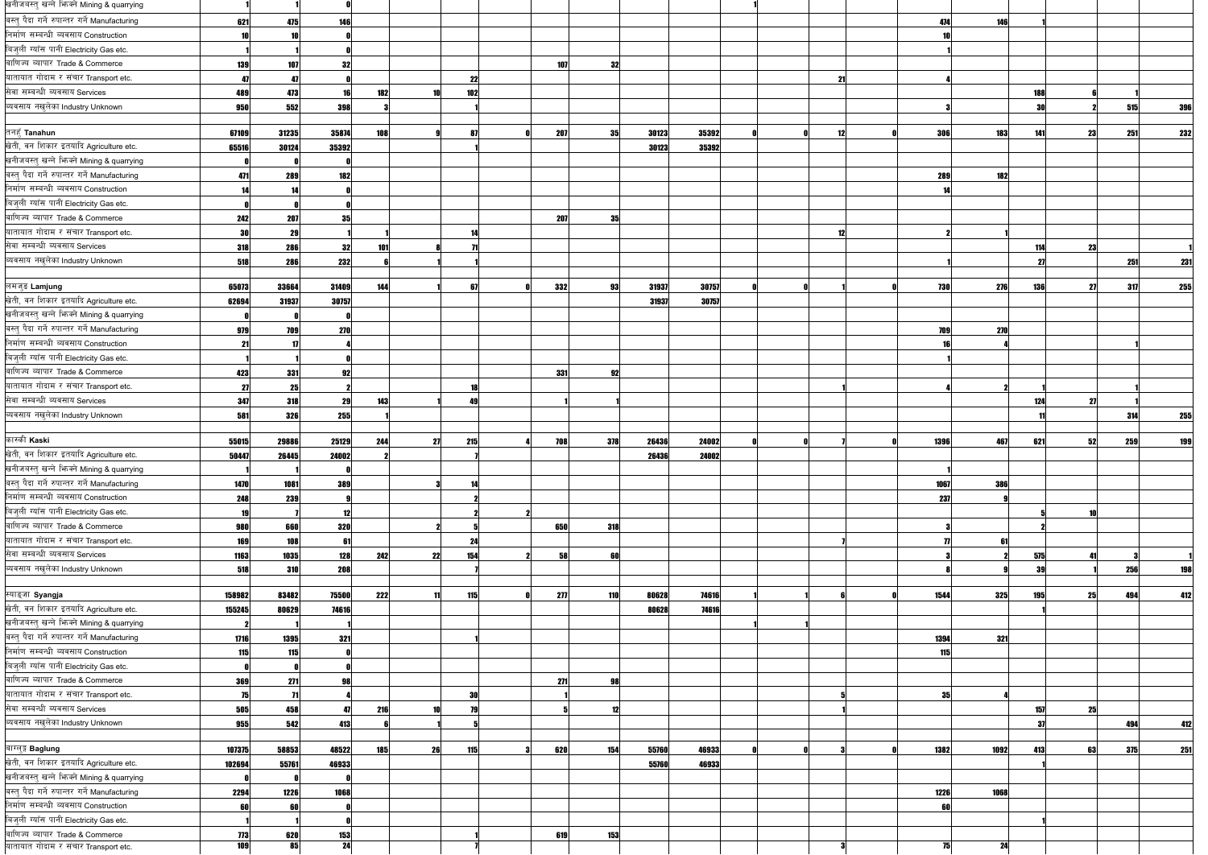| | | | | | | | | | | | | | | | | | | | | | |
|---|---|---|---|---|---|---|---|---|---|---|---|---|---|---|---|---|---|---|---|---|---|
| खनीजवस्तु खन्ने भिक्ने Mining & quarrying | 1 | 1 | 0 | | | | | | | | | 1 | | | | | | | | | |
| वस्तु पैदा गर्ने रुपान्तर गर्ने Manufacturing | 621 | 475 | 146 | | | | | | | | | | | | | 474 | 146 | 1 | | | |
| निर्माण सम्बन्धी व्यवसाय Construction | 10 | 10 | 0 | | | | | | | | | | | | | 10 | | | | | |
| बिजुली ग्यांस पानी Electricity Gas etc. | 1 | 1 | 0 | | | | | | | | | | | | | 1 | | | | | |
| वाणिज्य व्यापार Trade & Commerce | 139 | 107 | 32 | | | | | 107 | 32 | | | | | | | | | | | | |
| यातायात गोदाम र संचार Transport etc. | 47 | 47 | 0 | | | 22 | | | | | | | | 21 | | 4 | | | | | |
| सेवा सम्बन्धी व्यवसाय Services | 489 | 473 | 16 | 182 | 10 | 102 | | | | | | | | | | | | 188 | 6 | 1 | |
| व्यवसाय नखुलेका Industry Unknown | 950 | 552 | 398 | 3 | | 1 | | | | | | | | | | 3 | | 30 | 2 | 515 | 396 |
| | | | | | | | | | | | | | | | | | | | | | |
| तनहुँ **Tanahun** | 67109 | 31235 | 35874 | 108 | 9 | 87 | 0 | 207 | 35 | 30123 | 35392 | 0 | 0 | 12 | 0 | 306 | 183 | 141 | 23 | 251 | 232 |
| खेती, वन शिकार इतयादि Agriculture etc. | 65516 | 30124 | 35392 | | | 1 | | | | 30123 | 35392 | | | | | | | | | | |
| खनीजवस्तु खन्ने भिक्ने Mining & quarrying | 0 | 0 | 0 | | | | | | | | | | | | | | | | | | |
| वस्तु पैदा गर्ने रुपान्तर गर्ने Manufacturing | 471 | 289 | 182 | | | | | | | | | | | | | 289 | 182 | | | | |
| निर्माण सम्बन्धी व्यवसाय Construction | 14 | 14 | 0 | | | | | | | | | | | | | 14 | | | | | |
| बिजुली ग्यांस पानी Electricity Gas etc. | 0 | 0 | 0 | | | | | | | | | | | | | | | | | | |
| वाणिज्य व्यापार Trade & Commerce | 242 | 207 | 35 | | | | | 207 | 35 | | | | | | | | | | | | |
| यातायात गोदाम र संचार Transport etc. | 30 | 29 | 1 | 1 | | 14 | | | | | | | | 12 | | 2 | 1 | | | | |
| सेवा सम्बन्धी व्यवसाय Services | 318 | 286 | 32 | 101 | 8 | 71 | | | | | | | | | | | | 114 | 23 | | 1 |
| व्यवसाय नखुलेका Industry Unknown | 518 | 286 | 232 | 6 | 1 | 1 | | | | | | | | | | 1 | | 27 | | 251 | 231 |
| | | | | | | | | | | | | | | | | | | | | | |
| लमजुङ **Lamjung** | 65073 | 33664 | 31409 | 144 | 1 | 67 | 0 | 332 | 93 | 31937 | 30757 | 0 | 0 | 1 | 0 | 730 | 276 | 136 | 27 | 317 | 255 |
| खेती, वन शिकार इतयादि Agriculture etc. | 62694 | 31937 | 30757 | | | | | | | 31937 | 30757 | | | | | | | | | | |
| खनीजवस्तु खन्ने भिक्ने Mining & quarrying | 0 | 0 | 0 | | | | | | | | | | | | | | | | | | |
| वस्तु पैदा गर्ने रुपान्तर गर्ने Manufacturing | 979 | 709 | 270 | | | | | | | | | | | | | 709 | 270 | | | | |
| निर्माण सम्बन्धी व्यवसाय Construction | 21 | 17 | 4 | | | | | | | | | | | | | 16 | 4 | | | 1 | |
| बिजुली ग्यांस पानी Electricity Gas etc. | 1 | 1 | 0 | | | | | | | | | | | | | 1 | | | | | |
| वाणिज्य व्यापार Trade & Commerce | 423 | 331 | 92 | | | | | 331 | 92 | | | | | | | | | | | | |
| यातायात गोदाम र संचार Transport etc. | 27 | 25 | 2 | | | 18 | | | | | | | | 1 | | 4 | 2 | 1 | | 1 | |
| सेवा सम्बन्धी व्यवसाय Services | 347 | 318 | 29 | 143 | 1 | 49 | | 1 | 1 | | | | | | | | | 124 | 27 | 1 | |
| व्यवसाय नखुलेका Industry Unknown | 581 | 326 | 255 | 1 | | | | | | | | | | | | | | 11 | | 314 | 255 |
| | | | | | | | | | | | | | | | | | | | | | |
| कास्की **Kaski** | 55015 | 29886 | 25129 | 244 | 27 | 215 | 4 | 708 | 378 | 26436 | 24002 | 0 | 0 | 7 | 0 | 1396 | 467 | 621 | 52 | 259 | 199 |
| खेती, वन शिकार इतयादि Agriculture etc. | 50447 | 26445 | 24002 | 2 | | 7 | | | | 26436 | 24002 | | | | | | | | | | |
| खनीजवस्तु खन्ने भिक्ने Mining & quarrying | 1 | 1 | 0 | | | | | | | | | | | | | 1 | | | | | |
| वस्तु पैदा गर्ने रुपान्तर गर्ने Manufacturing | 1470 | 1081 | 389 | | 3 | 14 | | | | | | | | | | 1067 | 386 | | | | |
| निर्माण सम्बन्धी व्यवसाय Construction | 248 | 239 | 9 | | | 2 | | | | | | | | | | 237 | 9 | | | | |
| बिजुली ग्यांस पानी Electricity Gas etc. | 19 | 7 | 12 | | | 2 | 2 | | | | | | | | | | | 5 | 10 | | |
| वाणिज्य व्यापार Trade & Commerce | 980 | 660 | 320 | | 2 | 5 | | 650 | 318 | | | | | | | 3 | | 2 | | | |
| यातायात गोदाम र संचार Transport etc. | 169 | 108 | 61 | | | 24 | | | | | | | | 7 | | 77 | 61 | | | | |
| सेवा सम्बन्धी व्यवसाय Services | 1163 | 1035 | 128 | 242 | 22 | 154 | 2 | 58 | 60 | | | | | | | 3 | 2 | 575 | 41 | 3 | 1 |
| व्यवसाय नखुलेका Industry Unknown | 518 | 310 | 208 | | | 7 | | | | | | | | | | 8 | 9 | 39 | 1 | 256 | 198 |
| | | | | | | | | | | | | | | | | | | | | | |
| स्याङ्जा **Syangja** | 158982 | 83482 | 75500 | 222 | 11 | 115 | 0 | 277 | 110 | 80628 | 74616 | 1 | 1 | 6 | 0 | 1544 | 325 | 195 | 25 | 494 | 412 |
| खेती, वन शिकार इतयादि Agriculture etc. | 155245 | 80629 | 74616 | | | | | | | 80628 | 74616 | | | | | | | 1 | | | |
| खनीजवस्तु खन्ने भिक्ने Mining & quarrying | 2 | 1 | 1 | | | | | | | | | 1 | 1 | | | | | | | | |
| वस्तु पैदा गर्ने रुपान्तर गर्ने Manufacturing | 1716 | 1395 | 321 | | | 1 | | | | | | | | | | 1394 | 321 | | | | |
| निर्माण सम्बन्धी व्यवसाय Construction | 115 | 115 | 0 | | | | | | | | | | | | | 115 | | | | | |
| बिजुली ग्यांस पानी Electricity Gas etc. | 0 | 0 | 0 | | | | | | | | | | | | | | | | | | |
| वाणिज्य व्यापार Trade & Commerce | 369 | 271 | 98 | | | | | 271 | 98 | | | | | | | | | | | | |
| यातायात गोदाम र संचार Transport etc. | 75 | 71 | 4 | | | 30 | | 1 | | | | | | 5 | | 35 | 4 | | | | |
| सेवा सम्बन्धी व्यवसाय Services | 505 | 458 | 47 | 216 | 10 | 79 | | 5 | 12 | | | | | 1 | | | | 157 | 25 | | |
| व्यवसाय नखुलेका Industry Unknown | 955 | 542 | 413 | 6 | 1 | 5 | | | | | | | | | | | | 37 | | 494 | 412 |
| | | | | | | | | | | | | | | | | | | | | | |
| बाग्लुङ **Baglung** | 107375 | 58853 | 48522 | 185 | 26 | 115 | 3 | 620 | 154 | 55760 | 46933 | 0 | 0 | 3 | 0 | 1382 | 1092 | 413 | 63 | 375 | 251 |
| खेती, वन शिकार इतयादि Agriculture etc. | 102694 | 55761 | 46933 | | | | | | | 55760 | 46933 | | | | | | | 1 | | | |
| खनीजवस्तु खन्ने भिक्ने Mining & quarrying | 0 | 0 | 0 | | | | | | | | | | | | | | | | | | |
| वस्तु पैदा गर्ने रुपान्तर गर्ने Manufacturing | 2294 | 1226 | 1068 | | | | | | | | | | | | | 1226 | 1068 | | | | |
| निर्माण सम्बन्धी व्यवसाय Construction | 60 | 60 | 0 | | | | | | | | | | | | | 60 | | | | | |
| बिजुली ग्यांस पानी Electricity Gas etc. | 1 | 1 | 0 | | | | | | | | | | | | | | | 1 | | | |
| वाणिज्य व्यापार Trade & Commerce | 773 | 620 | 153 | | | 1 | | 619 | 153 | | | | | | | | | | | | |
| यातायात गोदाम र संचार Transport etc. | 109 | 85 | 24 | | | 7 | | | | | | | | 3 | | 75 | 24 | | | | |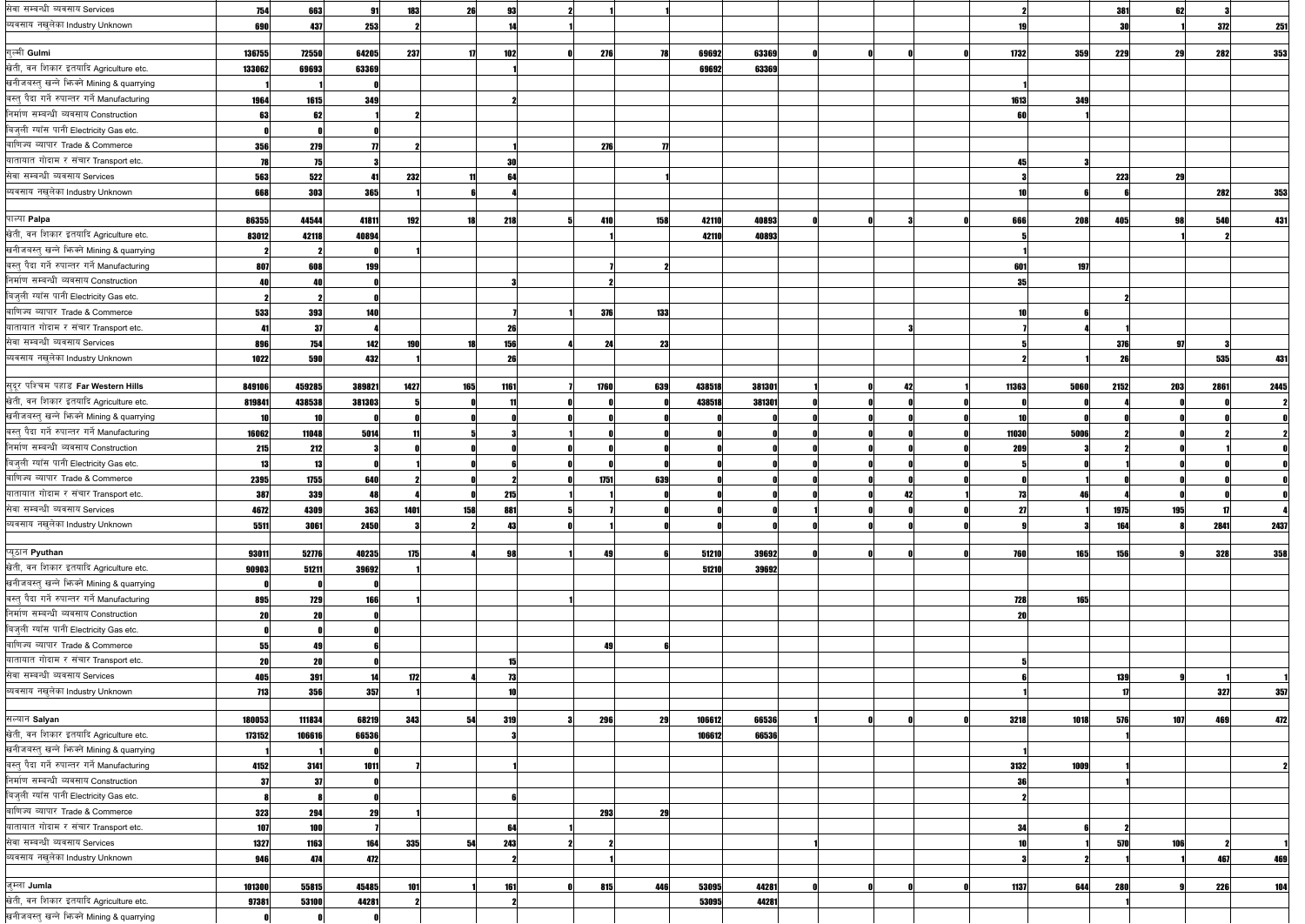| | | | | | | | | | | | | | | | | | | | | | |
|---|---|---|---|---|---|---|---|---|---|---|---|---|---|---|---|---|---|---|---|---|---|
| सेवा सम्बन्धी व्यवसाय Services | 754 | 663 | 91 | 183 | 26 | 93 | 2 | 1 | 1 | | | | | | | 2 | | 381 | 62 | 3 | |
| व्यवसाय नखुलेका Industry Unknown | 690 | 437 | 253 | 2 | | 14 | 1 | | | | | | | | | 19 | | 30 | 1 | 372 | 251 |
| | | | | | | | | | | | | | | | | | | | | | |
| गुल्मी Gulmi | 136755 | 72550 | 64205 | 237 | 17 | 102 | 0 | 276 | 78 | 69692 | 63369 | 0 | 0 | 0 | 0 | 1732 | 359 | 229 | 29 | 282 | 353 |
| खेती, बन शिकार इत्यादि Agriculture etc. | 133062 | 69693 | 63369 | | | 1 | | | | 69692 | 63369 | | | | | | | | | | |
| खनीजवस्तु खन्ने भिक्ने Mining & quarrying | 1 | 1 | 0 | | | | | | | | | | | | | 1 | | | | | |
| वस्तु पैदा गर्ने रुपान्तर गर्ने Manufacturing | 1964 | 1615 | 349 | | | 2 | | | | | | | | | | 1613 | 349 | | | | |
| निर्माण सम्बन्धी व्यवसाय Construction | 63 | 62 | 1 | 2 | | | | | | | | | | | | 60 | 1 | | | | |
| बिजुली ग्याँस पानी Electricity Gas etc. | 0 | 0 | 0 | | | | | | | | | | | | | | | | | | |
| वाणिज्य व्यापार Trade & Commerce | 356 | 279 | 77 | 2 | | 1 | | 276 | 77 | | | | | | | | | | | | |
| यातायात गोदाम र संचार Transport etc. | 78 | 75 | 3 | | | 30 | | | | | | | | | | 45 | 3 | | | | |
| सेवा सम्बन्धी व्यवसाय Services | 563 | 522 | 41 | 232 | 11 | 64 | | | 1 | | | | | | | 3 | | 223 | 29 | | |
| व्यवसाय नखुलेका Industry Unknown | 668 | 303 | 365 | 1 | 6 | 4 | | | | | | | | | | 10 | 6 | 6 | | 282 | 353 |
| | | | | | | | | | | | | | | | | | | | | | |
| पाल्पा Palpa | 86355 | 44544 | 41811 | 192 | 18 | 218 | 5 | 410 | 158 | 42110 | 40893 | 0 | 0 | 3 | 0 | 666 | 208 | 405 | 98 | 540 | 431 |
| खेती, बन शिकार इत्यादि Agriculture etc. | 83012 | 42118 | 40894 | | | | | 1 | | 42110 | 40893 | | | | | 5 | | | 1 | 2 | |
| खनीजवस्तु खन्ने भिक्ने Mining & quarrying | 2 | 2 | 0 | 1 | | | | | | | | | | | | 1 | | | | | |
| वस्तु पैदा गर्ने रुपान्तर गर्ने Manufacturing | 807 | 608 | 199 | | | | | 7 | 2 | | | | | | | 601 | 197 | | | | |
| निर्माण सम्बन्धी व्यवसाय Construction | 40 | 40 | 0 | | | 3 | | 2 | | | | | | | | 35 | | | | | |
| बिजुली ग्याँस पानी Electricity Gas etc. | 2 | 2 | 0 | | | | | | | | | | | | | | | 2 | | | |
| वाणिज्य व्यापार Trade & Commerce | 533 | 393 | 140 | | | 7 | 1 | 376 | 133 | | | | | | | 10 | 6 | | | | |
| यातायात गोदाम र संचार Transport etc. | 41 | 37 | 4 | | | 26 | | | | | | | | 3 | | 7 | 4 | 1 | | | |
| सेवा सम्बन्धी व्यवसाय Services | 896 | 754 | 142 | 190 | 18 | 156 | 4 | 24 | 23 | | | | | | | 5 | | 376 | 97 | 3 | |
| व्यवसाय नखुलेका Industry Unknown | 1022 | 590 | 432 | 1 | | 26 | | | | | | | | | | 2 | 1 | 26 | | 535 | 431 |
| | | | | | | | | | | | | | | | | | | | | | |
| सुदूर पश्चिम पहाड Far Western Hills | 849106 | 459285 | 389821 | 1427 | 165 | 1161 | 7 | 1760 | 639 | 438518 | 381301 | 1 | 0 | 42 | 1 | 11363 | 5060 | 2152 | 203 | 2861 | 2445 |
| खेती, बन शिकार इत्यादि Agriculture etc. | 819841 | 438538 | 381303 | 5 | 0 | 11 | 0 | 0 | 0 | 438518 | 381301 | 0 | 0 | 0 | 0 | 0 | 0 | 4 | 0 | 0 | 2 |
| खनीजवस्तु खन्ने भिक्ने Mining & quarrying | 10 | 10 | 0 | 0 | 0 | 0 | 0 | 0 | 0 | 0 | 0 | 0 | 0 | 0 | 0 | 10 | 0 | 0 | 0 | 0 | 0 |
| वस्तु पैदा गर्ने रुपान्तर गर्ने Manufacturing | 16062 | 11048 | 5014 | 11 | 5 | 3 | 1 | 0 | 0 | 0 | 0 | 0 | 0 | 0 | 0 | 11030 | 5006 | 2 | 0 | 2 | 2 |
| निर्माण सम्बन्धी व्यवसाय Construction | 215 | 212 | 3 | 0 | 0 | 0 | 0 | 0 | 0 | 0 | 0 | 0 | 0 | 0 | 0 | 209 | 3 | 2 | 0 | 1 | 0 |
| बिजुली ग्याँस पानी Electricity Gas etc. | 13 | 13 | 0 | 1 | 0 | 6 | 0 | 0 | 0 | 0 | 0 | 0 | 0 | 0 | 0 | 5 | 0 | 1 | 0 | 0 | 0 |
| वाणिज्य व्यापार Trade & Commerce | 2395 | 1755 | 640 | 2 | 0 | 2 | 0 | 1751 | 639 | 0 | 0 | 0 | 0 | 0 | 0 | 0 | 1 | 0 | 0 | 0 | 0 |
| यातायात गोदाम र संचार Transport etc. | 387 | 339 | 48 | 4 | 0 | 215 | 1 | 1 | 0 | 0 | 0 | 0 | 0 | 42 | 1 | 73 | 46 | 4 | 0 | 0 | 0 |
| सेवा सम्बन्धी व्यवसाय Services | 4672 | 4309 | 363 | 1401 | 158 | 881 | 5 | 7 | 0 | 0 | 0 | 1 | 0 | 0 | 0 | 27 | 1 | 1975 | 195 | 17 | 4 |
| व्यवसाय नखुलेका Industry Unknown | 5511 | 3061 | 2450 | 3 | 2 | 43 | 0 | 1 | 0 | 0 | 0 | 0 | 0 | 0 | 0 | 9 | 3 | 164 | 8 | 2841 | 2437 |
| | | | | | | | | | | | | | | | | | | | | | |
| प्युठान Pyuthan | 93011 | 52776 | 40235 | 175 | 4 | 98 | 1 | 49 | 6 | 51210 | 39692 | 0 | 0 | 0 | 0 | 760 | 165 | 156 | 9 | 328 | 358 |
| खेती, बन शिकार इत्यादि Agriculture etc. | 90903 | 51211 | 39692 | 1 | | | | | | 51210 | 39692 | | | | | | | | | | |
| खनीजवस्तु खन्ने भिक्ने Mining & quarrying | 0 | 0 | 0 | | | | | | | | | | | | | | | | | | |
| वस्तु पैदा गर्ने रुपान्तर गर्ने Manufacturing | 895 | 729 | 166 | 1 | | | 1 | | | | | | | | | 728 | 165 | | | | |
| निर्माण सम्बन्धी व्यवसाय Construction | 20 | 20 | 0 | | | | | | | | | | | | | 20 | | | | | |
| बिजुली ग्याँस पानी Electricity Gas etc. | 0 | 0 | 0 | | | | | | | | | | | | | | | | | | |
| वाणिज्य व्यापार Trade & Commerce | 55 | 49 | 6 | | | | | 49 | 6 | | | | | | | | | | | | |
| यातायात गोदाम र संचार Transport etc. | 20 | 20 | 0 | | | 15 | | | | | | | | | | 5 | | | | | |
| सेवा सम्बन्धी व्यवसाय Services | 405 | 391 | 14 | 172 | 4 | 73 | | | | | | | | | | 6 | | 139 | 9 | 1 | 1 |
| व्यवसाय नखुलेका Industry Unknown | 713 | 356 | 357 | 1 | | 10 | | | | | | | | | | 1 | | 17 | | 327 | 357 |
| | | | | | | | | | | | | | | | | | | | | | |
| सल्यान Salyan | 180053 | 111834 | 68219 | 343 | 54 | 319 | 3 | 296 | 29 | 106612 | 66536 | 1 | 0 | 0 | 0 | 3218 | 1018 | 576 | 107 | 469 | 472 |
| खेती, बन शिकार इत्यादि Agriculture etc. | 173152 | 106616 | 66536 | | | 3 | | | | 106612 | 66536 | | | | | | | 1 | | | |
| खनीजवस्तु खन्ने भिक्ने Mining & quarrying | 1 | 1 | 0 | | | | | | | | | | | | | 1 | | | | | |
| वस्तु पैदा गर्ने रुपान्तर गर्ने Manufacturing | 4152 | 3141 | 1011 | 7 | | 1 | | | | | | | | | | 3132 | 1009 | 1 | | | 2 |
| निर्माण सम्बन्धी व्यवसाय Construction | 37 | 37 | 0 | | | | | | | | | | | | | 36 | | 1 | | | |
| बिजुली ग्याँस पानी Electricity Gas etc. | 8 | 8 | 0 | | | 6 | | | | | | | | | | 2 | | | | | |
| वाणिज्य व्यापार Trade & Commerce | 323 | 294 | 29 | 1 | | | | 293 | 29 | | | | | | | | | | | | |
| यातायात गोदाम र संचार Transport etc. | 107 | 100 | 7 | | | 64 | 1 | | | | | | | | | 34 | 6 | 2 | | | |
| सेवा सम्बन्धी व्यवसाय Services | 1327 | 1163 | 164 | 335 | 54 | 243 | 2 | 2 | | | | 1 | | | | 10 | 1 | 570 | 106 | 2 | 1 |
| व्यवसाय नखुलेका Industry Unknown | 946 | 474 | 472 | | | 2 | | 1 | | | | | | | | 3 | 2 | 1 | 1 | 467 | 469 |
| | | | | | | | | | | | | | | | | | | | | | |
| जुम्ला Jumla | 101300 | 55815 | 45485 | 101 | 1 | 161 | 0 | 815 | 446 | 53095 | 44281 | 0 | 0 | 0 | 0 | 1137 | 644 | 280 | 9 | 226 | 104 |
| खेती, बन शिकार इत्यादि Agriculture etc. | 97381 | 53100 | 44281 | 2 | | 2 | | | | 53095 | 44281 | | | | | | | 1 | | | |
| खनीजवस्तु खन्ने भिक्ने Mining & quarrying | 0 | 0 | 0 | | | | | | | | | | | | | | | | | | |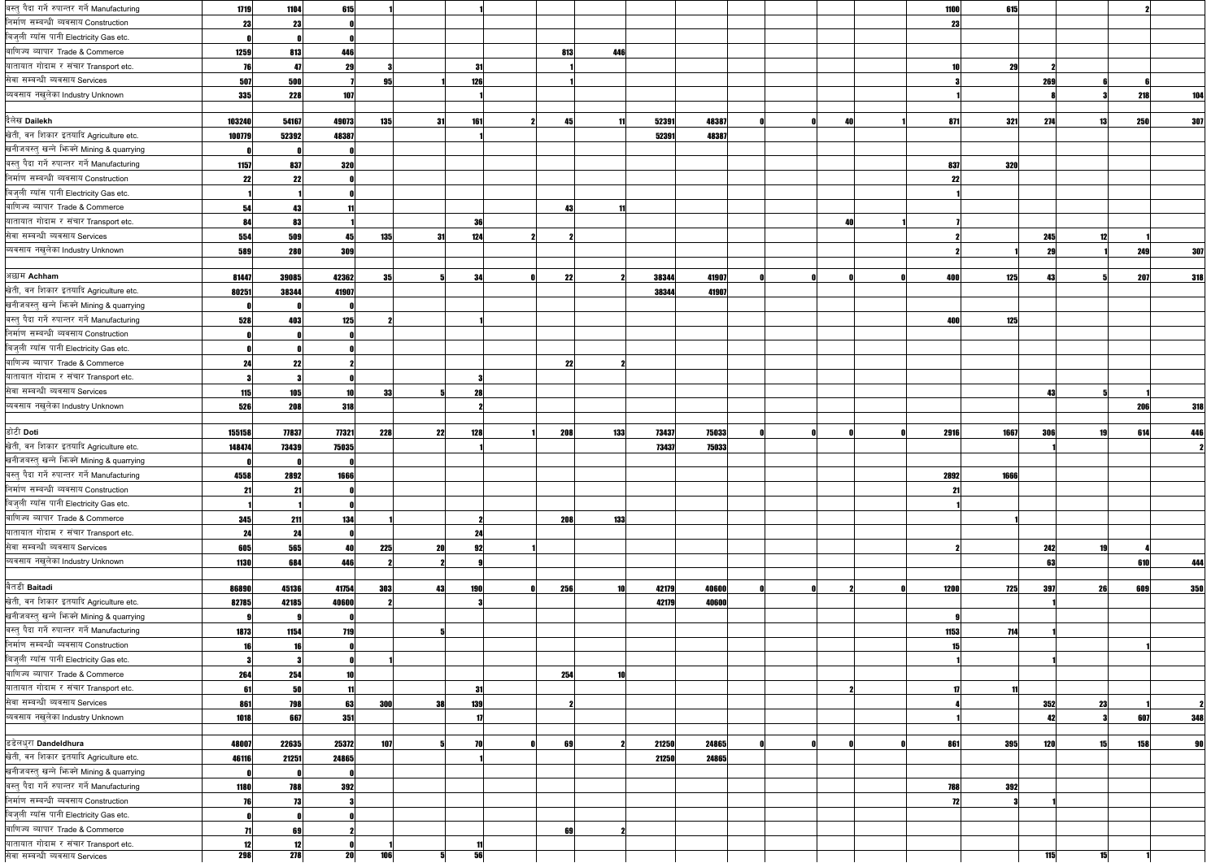| | | | | | | | | | | | | | | | | | | | | | |
|---|---|---|---|---|---|---|---|---|---|---|---|---|---|---|---|---|---|---|---|---|---|
| वस्तु पैदा गर्ने रुपान्तर गर्ने Manufacturing | 1719 | 1104 | 615 | 1 | | 1 | | | | | | | | | | 1100 | 615 | | | 2 | |
| निर्माण सम्बन्धी व्यवसाय Construction | 23 | 23 | 0 | | | | | | | | | | | | | 23 | | | | | |
| बिजुली ग्याँस पानी Electricity Gas etc. | 0 | 0 | 0 | | | | | | | | | | | | | | | | | | |
| वाणिज्य व्यापार Trade & Commerce | 1259 | 813 | 446 | | | | | 813 | 446 | | | | | | | | | | | | |
| यातायात गोदाम र संचार Transport etc. | 76 | 47 | 29 | 3 | | 31 | | 1 | | | | | | | | 10 | 29 | 2 | | | |
| सेवा सम्बन्धी व्यवसाय Services | 507 | 500 | 7 | 95 | 1 | 126 | | 1 | | | | | | | | 3 | | 269 | 6 | 6 | |
| व्यवसाय नखुलेका Industry Unknown | 335 | 228 | 107 | | | 1 | | | | | | | | | | 1 | | 8 | 3 | 218 | 104 |
| | | | | | | | | | | | | | | | | | | | | | |
| दैलेख Dailekh | 103240 | 54167 | 49073 | 135 | 31 | 161 | 2 | 45 | 11 | 52391 | 48387 | 0 | 0 | 40 | 1 | 871 | 321 | 274 | 13 | 250 | 307 |
| खेती, बन शिकार इत्यादि Agriculture etc. | 100779 | 52392 | 48387 | | | 1 | | | | 52391 | 48387 | | | | | | | | | | |
| खनीजवस्तु खन्ने भिक्ने Mining & quarrying | 0 | 0 | 0 | | | | | | | | | | | | | | | | | | |
| वस्तु पैदा गर्ने रुपान्तर गर्ने Manufacturing | 1157 | 837 | 320 | | | | | | | | | | | | | 837 | 320 | | | | |
| निर्माण सम्बन्धी व्यवसाय Construction | 22 | 22 | 0 | | | | | | | | | | | | | 22 | | | | | |
| बिजुली ग्याँस पानी Electricity Gas etc. | 1 | 1 | 0 | | | | | | | | | | | | | 1 | | | | | |
| वाणिज्य व्यापार Trade & Commerce | 54 | 43 | 11 | | | | | 43 | 11 | | | | | | | | | | | | |
| यातायात गोदाम र संचार Transport etc. | 84 | 83 | 1 | | | 36 | | | | | | | | 40 | 1 | 7 | | | | | |
| सेवा सम्बन्धी व्यवसाय Services | 554 | 509 | 45 | 135 | 31 | 124 | 2 | 2 | | | | | | | | 2 | | 245 | 12 | 1 | |
| व्यवसाय नखुलेका Industry Unknown | 589 | 280 | 309 | | | | | | | | | | | | | 2 | 1 | 29 | 1 | 249 | 307 |
| | | | | | | | | | | | | | | | | | | | | | |
| अछाम Achham | 81447 | 39085 | 42362 | 35 | 5 | 34 | 0 | 22 | 2 | 38344 | 41907 | 0 | 0 | 0 | 0 | 400 | 125 | 43 | 5 | 207 | 318 |
| खेती, बन शिकार इत्यादि Agriculture etc. | 80251 | 38344 | 41907 | | | | | | | 38344 | 41907 | | | | | | | | | | |
| खनीजवस्तु खन्ने भिक्ने Mining & quarrying | 0 | 0 | 0 | | | | | | | | | | | | | | | | | | |
| वस्तु पैदा गर्ने रुपान्तर गर्ने Manufacturing | 528 | 403 | 125 | 2 | | 1 | | | | | | | | | | 400 | 125 | | | | |
| निर्माण सम्बन्धी व्यवसाय Construction | 0 | 0 | 0 | | | | | | | | | | | | | | | | | | |
| बिजुली ग्याँस पानी Electricity Gas etc. | 0 | 0 | 0 | | | | | | | | | | | | | | | | | | |
| वाणिज्य व्यापार Trade & Commerce | 24 | 22 | 2 | | | | | 22 | 2 | | | | | | | | | | | | |
| यातायात गोदाम र संचार Transport etc. | 3 | 3 | 0 | | | 3 | | | | | | | | | | | | | | | |
| सेवा सम्बन्धी व्यवसाय Services | 115 | 105 | 10 | 33 | 5 | 28 | | | | | | | | | | | | 43 | 5 | 1 | |
| व्यवसाय नखुलेका Industry Unknown | 526 | 208 | 318 | | | 2 | | | | | | | | | | | | | | 206 | 318 |
| | | | | | | | | | | | | | | | | | | | | | |
| डोटी Doti | 155158 | 77837 | 77321 | 228 | 22 | 128 | 1 | 208 | 133 | 73437 | 75033 | 0 | 0 | 0 | 0 | 2916 | 1667 | 306 | 19 | 614 | 446 |
| खेती, बन शिकार इत्यादि Agriculture etc. | 148474 | 73439 | 75035 | | | 1 | | | | 73437 | 75033 | | | | | | | 1 | | | 2 |
| खनीजवस्तु खन्ने भिक्ने Mining & quarrying | 0 | 0 | 0 | | | | | | | | | | | | | | | | | | |
| वस्तु पैदा गर्ने रुपान्तर गर्ने Manufacturing | 4558 | 2892 | 1666 | | | | | | | | | | | | | 2892 | 1666 | | | | |
| निर्माण सम्बन्धी व्यवसाय Construction | 21 | 21 | 0 | | | | | | | | | | | | | 21 | | | | | |
| बिजुली ग्याँस पानी Electricity Gas etc. | 1 | 1 | 0 | | | | | | | | | | | | | 1 | | | | | |
| वाणिज्य व्यापार Trade & Commerce | 345 | 211 | 134 | 1 | | 2 | | 208 | 133 | | | | | | | | 1 | | | | |
| यातायात गोदाम र संचार Transport etc. | 24 | 24 | 0 | | | 24 | | | | | | | | | | | | | | | |
| सेवा सम्बन्धी व्यवसाय Services | 605 | 565 | 40 | 225 | 20 | 92 | 1 | | | | | | | | | 2 | | 242 | 19 | 4 | |
| व्यवसाय नखुलेका Industry Unknown | 1130 | 684 | 446 | 2 | 2 | 9 | | | | | | | | | | | | 63 | | 610 | 444 |
| | | | | | | | | | | | | | | | | | | | | | |
| बैतडी Baitadi | 86890 | 45136 | 41754 | 303 | 43 | 190 | 0 | 256 | 10 | 42179 | 40600 | 0 | 0 | 2 | 0 | 1200 | 725 | 397 | 26 | 609 | 350 |
| खेती, बन शिकार इत्यादि Agriculture etc. | 82785 | 42185 | 40600 | 2 | | 3 | | | | 42179 | 40600 | | | | | | | 1 | | | |
| खनीजवस्तु खन्ने भिक्ने Mining & quarrying | 9 | 9 | 0 | | | | | | | | | | | | | 9 | | | | | |
| वस्तु पैदा गर्ने रुपान्तर गर्ने Manufacturing | 1873 | 1154 | 719 | | 5 | | | | | | | | | | | 1153 | 714 | 1 | | | |
| निर्माण सम्बन्धी व्यवसाय Construction | 16 | 16 | 0 | | | | | | | | | | | | | 15 | | | | 1 | |
| बिजुली ग्याँस पानी Electricity Gas etc. | 3 | 3 | 0 | 1 | | | | | | | | | | | | 1 | | 1 | | | |
| वाणिज्य व्यापार Trade & Commerce | 264 | 254 | 10 | | | | | 254 | 10 | | | | | | | | | | | | |
| यातायात गोदाम र संचार Transport etc. | 61 | 50 | 11 | | | 31 | | | | | | | | 2 | | 17 | 11 | | | | |
| सेवा सम्बन्धी व्यवसाय Services | 861 | 798 | 63 | 300 | 38 | 139 | | 2 | | | | | | | | 4 | | 352 | 23 | 1 | 2 |
| व्यवसाय नखुलेका Industry Unknown | 1018 | 667 | 351 | | | 17 | | | | | | | | | | 1 | | 42 | 3 | 607 | 348 |
| | | | | | | | | | | | | | | | | | | | | | |
| डडेलधुरा Dandeldhura | 48007 | 22635 | 25372 | 107 | 5 | 70 | 0 | 69 | 2 | 21250 | 24865 | 0 | 0 | 0 | 0 | 861 | 395 | 120 | 15 | 158 | 90 |
| खेती, बन शिकार इत्यादि Agriculture etc. | 46116 | 21251 | 24865 | | | 1 | | | | 21250 | 24865 | | | | | | | | | | |
| खनीजवस्तु खन्ने भिक्ने Mining & quarrying | 0 | 0 | 0 | | | | | | | | | | | | | | | | | | |
| वस्तु पैदा गर्ने रुपान्तर गर्ने Manufacturing | 1180 | 788 | 392 | | | | | | | | | | | | | 788 | 392 | | | | |
| निर्माण सम्बन्धी व्यवसाय Construction | 76 | 73 | 3 | | | | | | | | | | | | | 72 | 3 | 1 | | | |
| बिजुली ग्याँस पानी Electricity Gas etc. | 0 | 0 | 0 | | | | | | | | | | | | | | | | | | |
| वाणिज्य व्यापार Trade & Commerce | 71 | 69 | 2 | | | | | 69 | 2 | | | | | | | | | | | | |
| यातायात गोदाम र संचार Transport etc. | 12 | 12 | 0 | 1 | | 11 | | | | | | | | | | | | | | | |
| सेवा सम्बन्धी व्यवसाय Services | 298 | 278 | 20 | 106 | 5 | 56 | | | | | | | | | | | | 115 | 15 | 1 | |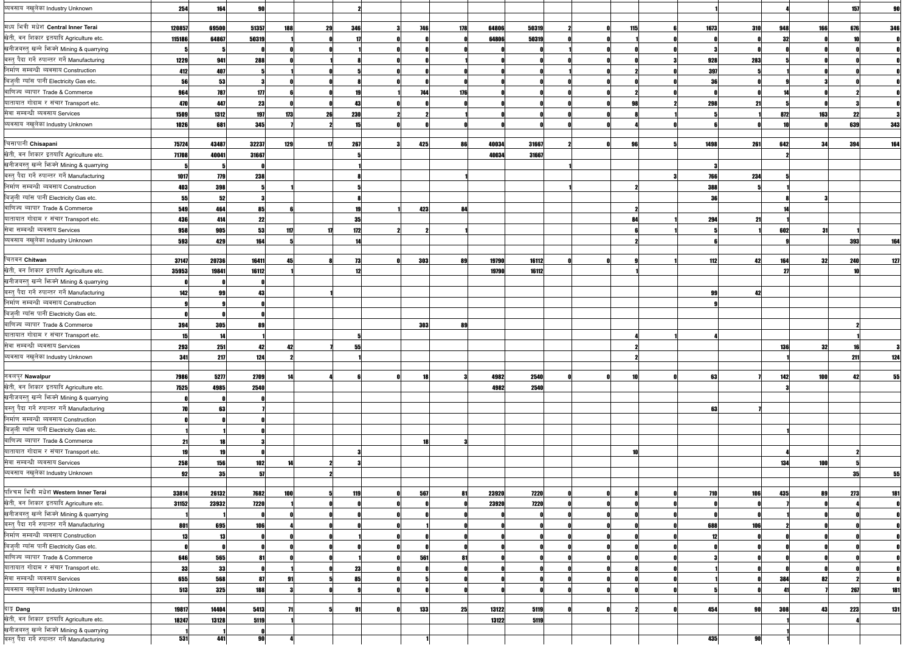| | | | | | | | | | | | | | | | | | | | | | |
|---|---|---|---|---|---|---|---|---|---|---|---|---|---|---|---|---|---|---|---|---|---|
| व्यवसाय नखुलेका Industry Unknown | 254 | 164 | 90 | | | 2 | | | | | | | | | | 1 | | 4 | | 157 | 90 |
| | | | | | | | | | | | | | | | | | | | | | |
| मध्य भित्री मधेश **Central Inner Terai** | **120857** | **69500** | **51357** | **188** | **29** | **346** | **3** | **746** | **178** | **64806** | **50319** | **2** | **0** | **115** | **6** | **1673** | **310** | **948** | **166** | **676** | **346** |
| खेती, वन शिकार इत्यादि Agriculture etc. | 115186 | 64867 | 50319 | 1 | 0 | 17 | 0 | 0 | 0 | 64806 | 50319 | 0 | 0 | 1 | 0 | 0 | 0 | 32 | 0 | 10 | 0 |
| खनीजवस्तु खन्ने भिक्ने Mining & quarrying | 5 | 5 | 0 | 0 | 0 | 1 | 0 | 0 | 0 | 0 | 0 | 1 | 0 | 0 | 0 | 3 | 0 | 0 | 0 | 0 | 0 |
| वस्तु पैदा गर्ने रुपान्तर गर्ने Manufacturing | 1229 | 941 | 288 | 0 | 1 | 8 | 0 | 0 | 1 | 0 | 0 | 0 | 0 | 0 | 3 | 928 | 283 | 5 | 0 | 0 | 0 |
| निर्माण सम्बन्धी व्यवसाय Construction | 412 | 407 | 5 | 1 | 0 | 5 | 0 | 0 | 0 | 0 | 0 | 1 | 0 | 2 | 0 | 397 | 5 | 1 | 0 | 0 | 0 |
| बिजुली ग्यांस पानी Electricity Gas etc. | 56 | 53 | 3 | 0 | 0 | 8 | 0 | 0 | 0 | 0 | 0 | 0 | 0 | 0 | 0 | 36 | 0 | 9 | 3 | 0 | 0 |
| वाणिज्य व्यापार Trade & Commerce | 964 | 787 | 177 | 6 | 0 | 19 | 1 | 744 | 176 | 0 | 0 | 0 | 0 | 2 | 0 | 0 | 0 | 14 | 0 | 2 | 0 |
| यातायात गोदाम र संचार Transport etc. | 470 | 447 | 23 | 0 | 0 | 43 | 0 | 0 | 0 | 0 | 0 | 0 | 0 | 98 | 2 | 298 | 21 | 5 | 0 | 3 | 0 |
| सेवा सम्बन्धी व्यवसाय Services | 1509 | 1312 | 197 | 173 | 26 | 230 | 2 | 2 | 1 | 0 | 0 | 0 | 0 | 8 | 1 | 5 | 1 | 872 | 163 | 22 | 3 |
| व्यवसाय नखुलेका Industry Unknown | 1026 | 681 | 345 | 7 | 2 | 15 | 0 | 0 | 0 | 0 | 0 | 0 | 0 | 4 | 0 | 6 | 0 | 10 | 0 | 639 | 343 |
| | | | | | | | | | | | | | | | | | | | | | |
| चिसापानी **Chisapani** | **75724** | **43487** | **32237** | **129** | **17** | **267** | **3** | **425** | **86** | **40034** | **31667** | **2** | **0** | **96** | **5** | **1498** | **261** | **642** | **34** | **394** | **164** |
| खेती, वन शिकार इत्यादि Agriculture etc. | 71708 | 40041 | 31667 | | | 5 | | | | 40034 | 31667 | | | | | | | 2 | | | |
| खनीजवस्तु खन्ने भिक्ने Mining & quarrying | 5 | 5 | 0 | | | 1 | | | | | | 1 | | | | 3 | | | | | |
| वस्तु पैदा गर्ने रुपान्तर गर्ने Manufacturing | 1017 | 779 | 238 | | | 8 | | | 1 | | | | | | 3 | 766 | 234 | 5 | | | |
| निर्माण सम्बन्धी व्यवसाय Construction | 403 | 398 | 5 | 1 | | 5 | | | | | | 1 | | 2 | | 388 | 5 | 1 | | | |
| बिजुली ग्यांस पानी Electricity Gas etc. | 55 | 52 | 3 | | | 8 | | | | | | | | | | 36 | | 8 | 3 | | |
| वाणिज्य व्यापार Trade & Commerce | 549 | 464 | 85 | 6 | | 19 | 1 | 423 | 84 | | | | | 2 | | | | 14 | | | |
| यातायात गोदाम र संचार Transport etc. | 436 | 414 | 22 | | | 35 | | | | | | | | 84 | 1 | 294 | 21 | 1 | | | |
| सेवा सम्बन्धी व्यवसाय Services | 958 | 905 | 53 | 117 | 17 | 172 | 2 | 2 | 1 | | | | | 6 | 1 | 5 | 1 | 602 | 31 | 1 | |
| व्यवसाय नखुलेका Industry Unknown | 593 | 429 | 164 | 5 | | 14 | | | | | | | | 2 | | 6 | | 9 | | 393 | 164 |
| | | | | | | | | | | | | | | | | | | | | | |
| चितवन **Chitwan** | **37147** | **20736** | **16411** | **45** | **8** | **73** | **0** | **303** | **89** | **19790** | **16112** | **0** | **0** | **9** | **1** | **112** | **42** | **164** | **32** | **240** | **127** |
| खेती, वन शिकार इत्यादि Agriculture etc. | 35953 | 19841 | 16112 | 1 | | 12 | | | | 19790 | 16112 | | | 1 | | | | 27 | | 10 | |
| खनीजवस्तु खन्ने भिक्ने Mining & quarrying | 0 | 0 | 0 | | | | | | | | | | | | | | | | | | |
| वस्तु पैदा गर्ने रुपान्तर गर्ने Manufacturing | 142 | 99 | 43 | | 1 | | | | | | | | | | | 99 | 42 | | | | |
| निर्माण सम्बन्धी व्यवसाय Construction | 9 | 9 | 0 | | | | | | | | | | | | | 9 | | | | | |
| बिजुली ग्यांस पानी Electricity Gas etc. | 0 | 0 | 0 | | | | | | | | | | | | | | | | | | |
| वाणिज्य व्यापार Trade & Commerce | 394 | 305 | 89 | | | | | 303 | 89 | | | | | | | | | | | 2 | |
| यातायात गोदाम र संचार Transport etc. | 15 | 14 | 1 | | | 5 | | | | | | | | 4 | 1 | 4 | | | | 1 | |
| सेवा सम्बन्धी व्यवसाय Services | 293 | 251 | 42 | 42 | 7 | 55 | | | | | | | | 2 | | | | 136 | 32 | 16 | 3 |
| व्यवसाय नखुलेका Industry Unknown | 341 | 217 | 124 | 2 | | 1 | | | | | | | | 2 | | | | 1 | | 211 | 124 |
| | | | | | | | | | | | | | | | | | | | | | |
| नवलपुर **Nawalpur** | **7986** | **5277** | **2709** | **14** | **4** | **6** | **0** | **18** | **3** | **4982** | **2540** | **0** | **0** | **10** | **0** | **63** | **7** | **142** | **100** | **42** | **55** |
| खेती, वन शिकार इत्यादि Agriculture etc. | 7525 | 4985 | 2540 | | | | | | | 4982 | 2540 | | | | | | | 3 | | | |
| खनीजवस्तु खन्ने भिक्ने Mining & quarrying | 0 | 0 | 0 | | | | | | | | | | | | | | | | | | |
| वस्तु पैदा गर्ने रुपान्तर गर्ने Manufacturing | 70 | 63 | 7 | | | | | | | | | | | | | 63 | 7 | | | | |
| निर्माण सम्बन्धी व्यवसाय Construction | 0 | 0 | 0 | | | | | | | | | | | | | | | | | | |
| बिजुली ग्यांस पानी Electricity Gas etc. | 1 | 1 | 0 | | | | | | | | | | | | | | | 1 | | | |
| वाणिज्य व्यापार Trade & Commerce | 21 | 18 | 3 | | | | | 18 | 3 | | | | | | | | | | | | |
| यातायात गोदाम र संचार Transport etc. | 19 | 19 | 0 | | | 3 | | | | | | | | 10 | | | | 4 | | 2 | |
| सेवा सम्बन्धी व्यवसाय Services | 258 | 156 | 102 | 14 | 2 | 3 | | | | | | | | | | | | 134 | 100 | 5 | |
| व्यवसाय नखुलेका Industry Unknown | 92 | 35 | 57 | | 2 | | | | | | | | | | | | | | | 35 | 55 |
| | | | | | | | | | | | | | | | | | | | | | |
| पश्चिम भित्री मधेश **Western Inner Terai** | **33814** | **26132** | **7682** | **100** | **5** | **119** | **0** | **567** | **81** | **23920** | **7220** | **0** | **0** | **8** | **0** | **710** | **106** | **435** | **89** | **273** | **181** |
| खेती, वन शिकार इत्यादि Agriculture etc. | 31152 | 23932 | 7220 | 1 | 0 | 0 | 0 | 0 | 0 | 23920 | 7220 | 0 | 0 | 0 | 0 | 0 | 0 | 7 | 0 | 4 | 0 |
| खनीजवस्तु खन्ने भिक्ने Mining & quarrying | 1 | 1 | 0 | 0 | 0 | 0 | 0 | 0 | 0 | 0 | 0 | 0 | 0 | 0 | 0 | 0 | 0 | 1 | 0 | 0 | 0 |
| वस्तु पैदा गर्ने रुपान्तर गर्ने Manufacturing | 801 | 695 | 106 | 4 | 0 | 0 | 0 | 1 | 0 | 0 | 0 | 0 | 0 | 0 | 0 | 688 | 106 | 2 | 0 | 0 | 0 |
| निर्माण सम्बन्धी व्यवसाय Construction | 13 | 13 | 0 | 0 | 0 | 1 | 0 | 0 | 0 | 0 | 0 | 0 | 0 | 0 | 0 | 12 | 0 | 0 | 0 | 0 | 0 |
| बिजुली ग्यांस पानी Electricity Gas etc. | 0 | 0 | 0 | 0 | 0 | 0 | 0 | 0 | 0 | 0 | 0 | 0 | 0 | 0 | 0 | 0 | 0 | 0 | 0 | 0 | 0 |
| वाणिज्य व्यापार Trade & Commerce | 646 | 565 | 81 | 0 | 0 | 1 | 0 | 561 | 81 | 0 | 0 | 0 | 0 | 0 | 0 | 3 | 0 | 0 | 0 | 0 | 0 |
| यातायात गोदाम र संचार Transport etc. | 33 | 33 | 0 | 1 | 0 | 23 | 0 | 0 | 0 | 0 | 0 | 0 | 0 | 8 | 0 | 1 | 0 | 0 | 0 | 0 | 0 |
| सेवा सम्बन्धी व्यवसाय Services | 655 | 568 | 87 | 91 | 5 | 85 | 0 | 5 | 0 | 0 | 0 | 0 | 0 | 0 | 0 | 1 | 0 | 384 | 82 | 2 | 0 |
| व्यवसाय नखुलेका Industry Unknown | 513 | 325 | 188 | 3 | 0 | 9 | 0 | 0 | 0 | 0 | 0 | 0 | 0 | 0 | 0 | 5 | 0 | 41 | 7 | 267 | 181 |
| | | | | | | | | | | | | | | | | | | | | | |
| दाङ **Dang** | **19817** | **14404** | **5413** | **71** | **5** | **91** | **0** | **133** | **25** | **13122** | **5119** | **0** | **0** | **2** | **0** | **454** | **90** | **308** | **43** | **223** | **131** |
| खेती, वन शिकार इत्यादि Agriculture etc. | 18247 | 13128 | 5119 | 1 | | | | | | 13122 | 5119 | | | | | | | 1 | | 4 | |
| खनीजवस्तु खन्ने भिक्ने Mining & quarrying | 1 | 1 | 0 | | | | | | | | | | | | | | | 1 | | | |
| वस्तु पैदा गर्ने रुपान्तर गर्ने Manufacturing | 531 | 441 | 90 | 4 | | | | 1 | | | | | | | | 435 | 90 | 1 | | | |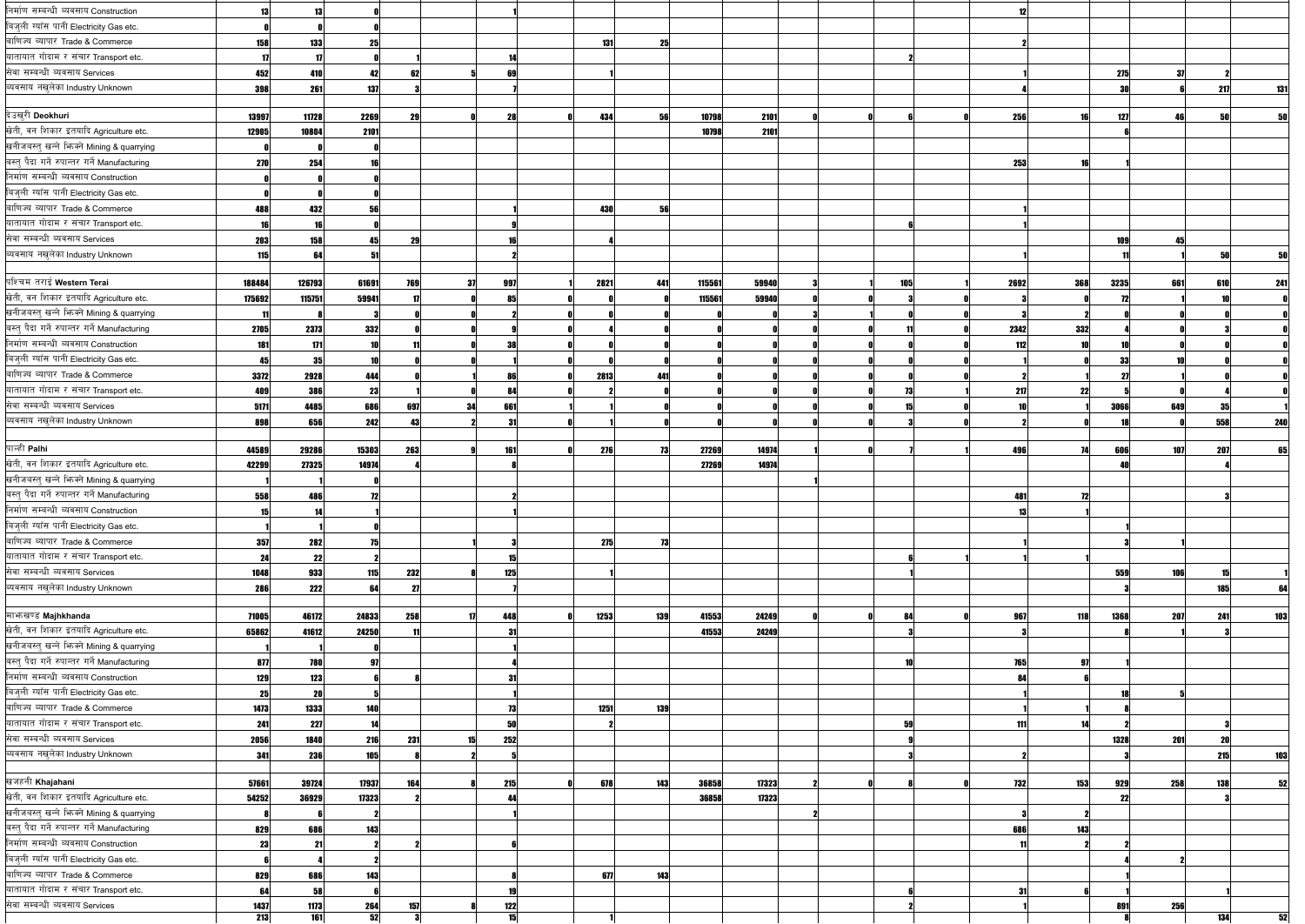| | | | | | | | | | | | | | | | | | | | | | |
|---|---|---|---|---|---|---|---|---|---|---|---|---|---|---|---|---|---|---|---|---|---|
| निर्माण सम्बन्धी व्यवसाय Construction | 13 | 13 | 0 | | | 1 | | | | | | | | | | 12 | | | | | |
| बिजुली ग्यास पानी Electricity Gas etc. | 0 | 0 | 0 | | | | | | | | | | | | | | | | | | |
| वाणिज्य व्यापार Trade & Commerce | 158 | 133 | 25 | | | | | 131 | 25 | | | | | | | 2 | | | | | |
| यातायात गोदाम र संचार Transport etc. | 17 | 17 | 0 | 1 | | 14 | | | | | | | | 2 | | | | | | | |
| सेवा सम्बन्धी व्यवसाय Services | 452 | 410 | 42 | 62 | 5 | 69 | | 1 | | | | | | | | 1 | | 275 | 37 | 2 | |
| व्यवसाय नखुलेका Industry Unknown | 398 | 261 | 137 | 3 | | 7 | | | | | | | | | | 4 | | 30 | 6 | 217 | 131 |
| | | | | | | | | | | | | | | | | | | | | | |
| **देउखुरी Deokhuri** | 13997 | 11728 | 2269 | 29 | 0 | 28 | 0 | 434 | 56 | 10798 | 2101 | 0 | 0 | 6 | 0 | 256 | 16 | 127 | 46 | 50 | 50 |
| खेती, वन शिकार इतयादि Agriculture etc. | 12905 | 10804 | 2101 | | | | | | | 10798 | 2101 | | | | | | | 6 | | | |
| खनीजवस्तु खन्ने भिक्ने Mining & quarrying | 0 | 0 | 0 | | | | | | | | | | | | | | | | | | |
| वस्तु पैदा गर्ने रुपान्तर गर्ने Manufacturing | 270 | 254 | 16 | | | | | | | | | | | | | 253 | 16 | 1 | | | |
| निर्माण सम्बन्धी व्यवसाय Construction | 0 | 0 | 0 | | | | | | | | | | | | | | | | | | |
| बिजुली ग्यास पानी Electricity Gas etc. | 0 | 0 | 0 | | | | | | | | | | | | | | | | | | |
| वाणिज्य व्यापार Trade & Commerce | 488 | 432 | 56 | | | 1 | | 430 | 56 | | | | | | | 1 | | | | | |
| यातायात गोदाम र संचार Transport etc. | 16 | 16 | 0 | | | 9 | | | | | | | | 6 | | 1 | | | | | |
| सेवा सम्बन्धी व्यवसाय Services | 203 | 158 | 45 | 29 | | 16 | | 4 | | | | | | | | | | 109 | 45 | | |
| व्यवसाय नखुलेका Industry Unknown | 115 | 64 | 51 | | | 2 | | | | | | | | | | 1 | | 11 | 1 | 50 | 50 |
| | | | | | | | | | | | | | | | | | | | | | |
| **पश्चिम तराई Western Terai** | 188484 | 126793 | 61691 | 769 | 37 | 997 | 1 | 2821 | 441 | 115561 | 59940 | 3 | 1 | 105 | 1 | 2692 | 368 | 3235 | 661 | 610 | 241 |
| खेती, वन शिकार इतयादि Agriculture etc. | 175692 | 115751 | 59941 | 17 | 0 | 85 | 0 | 0 | 0 | 115561 | 59940 | 0 | 0 | 3 | 0 | 3 | 0 | 72 | 1 | 10 | 0 |
| खनीजवस्तु खन्ने भिक्ने Mining & quarrying | 11 | 8 | 3 | 0 | 0 | 2 | 0 | 0 | 0 | 0 | 0 | 3 | 1 | 0 | 0 | 3 | 2 | 0 | 0 | 0 | 0 |
| वस्तु पैदा गर्ने रुपान्तर गर्ने Manufacturing | 2705 | 2373 | 332 | 0 | 0 | 9 | 0 | 4 | 0 | 0 | 0 | 0 | 0 | 11 | 0 | 2342 | 332 | 4 | 0 | 3 | 0 |
| निर्माण सम्बन्धी व्यवसाय Construction | 181 | 171 | 10 | 11 | 0 | 38 | 0 | 0 | 0 | 0 | 0 | 0 | 0 | 0 | 0 | 112 | 10 | 10 | 0 | 0 | 0 |
| बिजुली ग्यास पानी Electricity Gas etc. | 45 | 35 | 10 | 0 | 0 | 1 | 0 | 0 | 0 | 0 | 0 | 0 | 0 | 0 | 0 | 1 | 0 | 33 | 10 | 0 | 0 |
| वाणिज्य व्यापार Trade & Commerce | 3372 | 2928 | 444 | 0 | 1 | 86 | 0 | 2813 | 441 | 0 | 0 | 0 | 0 | 0 | 0 | 2 | 1 | 27 | 1 | 0 | 0 |
| यातायात गोदाम र संचार Transport etc. | 409 | 386 | 23 | 1 | 0 | 84 | 0 | 2 | 0 | 0 | 0 | 0 | 0 | 73 | 1 | 217 | 22 | 5 | 0 | 4 | 0 |
| सेवा सम्बन्धी व्यवसाय Services | 5171 | 4485 | 686 | 697 | 34 | 661 | 1 | 1 | 0 | 0 | 0 | 0 | 0 | 15 | 1 | 10 | 1 | 3066 | 649 | 35 | 1 |
| व्यवसाय नखुलेका Industry Unknown | 898 | 656 | 242 | 43 | 2 | 31 | 0 | 1 | 0 | 0 | 0 | 0 | 0 | 3 | 0 | 2 | 0 | 18 | 0 | 558 | 240 |
| | | | | | | | | | | | | | | | | | | | | | |
| **पाल्ही Palhi** | 44589 | 29286 | 15303 | 263 | 9 | 161 | 0 | 276 | 73 | 27269 | 14974 | 1 | 0 | 7 | 1 | 496 | 74 | 606 | 107 | 207 | 65 |
| खेती, वन शिकार इतयादि Agriculture etc. | 42299 | 27325 | 14974 | 4 | | 8 | | | | 27269 | 14974 | | | | | | | 40 | | 4 | |
| खनीजवस्तु खन्ने भिक्ने Mining & quarrying | 1 | 1 | 0 | | | | | | | | | 1 | | | | | | | | | |
| वस्तु पैदा गर्ने रुपान्तर गर्ने Manufacturing | 558 | 486 | 72 | | | 2 | | | | | | | | | | 481 | 72 | | | 3 | |
| निर्माण सम्बन्धी व्यवसाय Construction | 15 | 14 | 1 | | | 1 | | | | | | | | | | 13 | 1 | | | | |
| बिजुली ग्यास पानी Electricity Gas etc. | 1 | 1 | 0 | | | | | | | | | | | | | | | 1 | | | |
| वाणिज्य व्यापार Trade & Commerce | 357 | 282 | 75 | | 1 | 3 | | 275 | 73 | | | | | | | 1 | | 3 | 1 | | |
| यातायात गोदाम र संचार Transport etc. | 24 | 22 | 2 | | | 15 | | | | | | | | 6 | 1 | 1 | 1 | | | | |
| सेवा सम्बन्धी व्यवसाय Services | 1048 | 933 | 115 | 232 | 8 | 125 | | 1 | | | | | | 1 | | | | 559 | 106 | 15 | 1 |
| व्यवसाय नखुलेका Industry Unknown | 286 | 222 | 64 | 27 | | 7 | | | | | | | | | | | | 3 | | 185 | 64 |
| | | | | | | | | | | | | | | | | | | | | | |
| **माझखण्ड Majhkhanda** | 71085 | 46172 | 24833 | 258 | 17 | 448 | 0 | 1253 | 139 | 41553 | 24249 | 0 | 0 | 84 | 0 | 967 | 118 | 1368 | 207 | 241 | 103 |
| खेती, वन शिकार इतयादि Agriculture etc. | 65862 | 41612 | 24250 | 11 | | 31 | | | | 41553 | 24249 | | | 3 | | 3 | | 8 | 1 | 3 | |
| खनीजवस्तु खन्ने भिक्ने Mining & quarrying | 1 | 1 | 0 | | | 1 | | | | | | | | | | | | | | | |
| वस्तु पैदा गर्ने रुपान्तर गर्ने Manufacturing | 877 | 780 | 97 | | | 4 | | | | | | | | 10 | | 765 | 97 | 1 | | | |
| निर्माण सम्बन्धी व्यवसाय Construction | 129 | 123 | 6 | 8 | | 31 | | | | | | | | | | 84 | 6 | | | | |
| बिजुली ग्यास पानी Electricity Gas etc. | 25 | 20 | 5 | | | 1 | | | | | | | | | | 1 | | 18 | 5 | | |
| वाणिज्य व्यापार Trade & Commerce | 1473 | 1333 | 140 | | | 73 | | 1251 | 139 | | | | | | | 1 | 1 | 8 | | | |
| यातायात गोदाम र संचार Transport etc. | 241 | 227 | 14 | | | 50 | | 2 | | | | | | 59 | | 111 | 14 | 2 | | 3 | |
| सेवा सम्बन्धी व्यवसाय Services | 2056 | 1840 | 216 | 231 | 15 | 252 | | | | | | | | 9 | | | | 1328 | 201 | 20 | |
| व्यवसाय नखुलेका Industry Unknown | 341 | 236 | 105 | 8 | 2 | 5 | | | | | | | | 3 | | 2 | | 3 | | 215 | 103 |
| | | | | | | | | | | | | | | | | | | | | | |
| **खजहनी Khajahani** | 57661 | 39724 | 17937 | 164 | 8 | 215 | 0 | 678 | 143 | 36858 | 17323 | 2 | 0 | 8 | 0 | 732 | 153 | 929 | 258 | 138 | 52 |
| खेती, वन शिकार इतयादि Agriculture etc. | 54252 | 36929 | 17323 | 2 | | 44 | | | | 36858 | 17323 | | | | | | | 22 | | 3 | |
| खनीजवस्तु खन्ने भिक्ने Mining & quarrying | 8 | 6 | 2 | | | 1 | | | | | | 2 | | | | 3 | 2 | | | | |
| वस्तु पैदा गर्ने रुपान्तर गर्ने Manufacturing | 829 | 686 | 143 | | | | | | | | | | | | | 686 | 143 | | | | |
| निर्माण सम्बन्धी व्यवसाय Construction | 23 | 21 | 2 | 2 | | 6 | | | | | | | | | | 11 | 2 | 2 | | | |
| बिजुली ग्यास पानी Electricity Gas etc. | 6 | 4 | 2 | | | | | | | | | | | | | | | 4 | 2 | | |
| वाणिज्य व्यापार Trade & Commerce | 829 | 686 | 143 | | | 8 | | 677 | 143 | | | | | | | | | 1 | | | |
| यातायात गोदाम र संचार Transport etc. | 64 | 58 | 6 | | | 19 | | | | | | | | 6 | | 31 | 6 | 1 | | 1 | |
| सेवा सम्बन्धी व्यवसाय Services | 1437 | 1173 | 264 | 157 | 8 | 122 | | | | | | | | 2 | | 1 | | 891 | 256 | | |
| | 213 | 161 | 52 | 3 | | 15 | | 1 | | | | | | | | | | 8 | | 134 | 52 |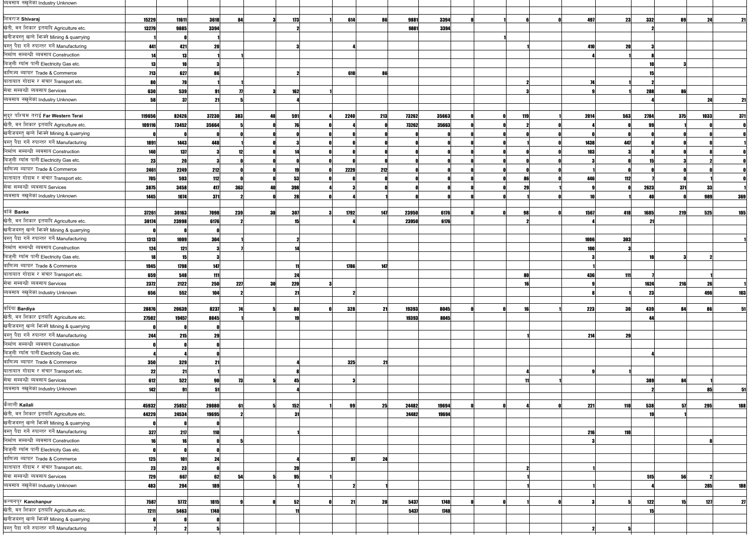| | | | | | | | | | | | | | | | | | | | | | |
|---|---|---|---|---|---|---|---|---|---|---|---|---|---|---|---|---|---|---|---|---|---|
| व्यवसाय नखुलेका Industry Unknown | | | | | | | | | | | | | | | | | | | | | |
| | | | | | | | | | | | | | | | | | | | | | |
| शिवराज **Shivaraj** | **15229** | **11611** | **3618** | **84** | **3** | **173** | **1** | **614** | **86** | **9881** | **3394** | **0** | **1** | **6** | **0** | **497** | **23** | **332** | **89** | **24** | **21** |
| खेती, वन शिकार इतयादि Agriculture etc. | **13279** | **9885** | **3394** | | | **2** | | | | **9881** | **3394** | | | | | | | **2** | | | |
| खनीजवस्तु खन्ने भिक्ने Mining & quarrying | **1** | **0** | **1** | | | | | | | | | | **1** | | | | | | | | |
| वस्तु पैदा गर्ने रुपान्तर गर्ने Manufacturing | **441** | **421** | **20** | | | **3** | | **4** | | | | | | **1** | | **410** | **20** | **3** | | | |
| निर्माण सम्बन्धी व्यवसाय Construction | **14** | **13** | **1** | **1** | | | | | | | | | | | | **4** | **1** | **8** | | | |
| बिजुली ग्यास पानी Electricity Gas etc. | **13** | **10** | **3** | | | | | | | | | | | | | | | **10** | **3** | | |
| वाणिज्य व्यापार Trade & Commerce | **713** | **627** | **86** | | | **2** | | **610** | **86** | | | | | | | | | **15** | | | |
| यातायात गोदाम र संचार Transport etc. | **80** | **79** | **1** | **1** | | | | | | | | | | **2** | | **74** | **1** | **2** | | | |
| सेवा सम्बन्धी व्यवसाय Services | **630** | **539** | **91** | **77** | **3** | **162** | **1** | | | | | | | **3** | | **9** | **1** | **288** | **86** | | |
| व्यवसाय नखुलेका Industry Unknown | **58** | **37** | **21** | **5** | | **4** | | | | | | | | | | | | **4** | | **24** | **21** |
| | | | | | | | | | | | | | | | | | | | | | |
| सुदूर पश्चिम तराई **Far Western Terai** | **119656** | **82426** | **37230** | **383** | **40** | **591** | **4** | **2240** | **213** | **73262** | **35663** | **0** | **0** | **119** | **1** | **2014** | **563** | **2784** | **375** | **1033** | **371** |
| खेती, वन शिकार इतयादि Agriculture etc. | **109116** | **73452** | **35664** | **5** | **0** | **76** | **0** | **4** | **0** | **73262** | **35663** | **0** | **0** | **2** | **0** | **4** | **0** | **99** | **1** | **0** | **0** |
| खनीजवस्तु खन्ने भिक्ने Mining & quarrying | **0** | **0** | **0** | **0** | **0** | **0** | **0** | **0** | **0** | **0** | **0** | **0** | **0** | **0** | **0** | **0** | **0** | **0** | **0** | **0** | **0** |
| वस्तु पैदा गर्ने रुपान्तर गर्ने Manufacturing | **1891** | **1443** | **448** | **1** | **0** | **3** | **0** | **0** | **0** | **0** | **0** | **0** | **0** | **1** | **0** | **1438** | **447** | **0** | **0** | **0** | **1** |
| निर्माण सम्बन्धी व्यवसाय Construction | **140** | **137** | **3** | **12** | **0** | **14** | **0** | **0** | **0** | **0** | **0** | **0** | **0** | **0** | **0** | **103** | **3** | **0** | **0** | **8** | **0** |
| बिजुली ग्यास पानी Electricity Gas etc. | **23** | **20** | **3** | **0** | **0** | **0** | **0** | **0** | **0** | **0** | **0** | **0** | **0** | **0** | **0** | **3** | **0** | **15** | **3** | **2** | **0** |
| वाणिज्य व्यापार Trade & Commerce | **2461** | **2249** | **212** | **0** | **0** | **19** | **0** | **2229** | **212** | **0** | **0** | **0** | **0** | **0** | **0** | **1** | **0** | **0** | **0** | **0** | **0** |
| यातायात गोदाम र संचार Transport etc. | **705** | **593** | **112** | **0** | **0** | **53** | **0** | **0** | **0** | **0** | **0** | **0** | **0** | **86** | **0** | **446** | **112** | **7** | **0** | **1** | **0** |
| सेवा सम्बन्धी व्यवसाय Services | **3875** | **3458** | **417** | **363** | **40** | **398** | **4** | **3** | **0** | **0** | **0** | **0** | **0** | **29** | **1** | **9** | **0** | **2623** | **371** | **33** | **1** |
| व्यवसाय नखुलेका Industry Unknown | **1445** | **1074** | **371** | **2** | **0** | **28** | **0** | **4** | **1** | **0** | **0** | **0** | **0** | **1** | **0** | **10** | **0** | **40** | **0** | **989** | **369** |
| | | | | | | | | | | | | | | | | | | | | | |
| बाँके **Banke** | **37261** | **30163** | **7098** | **239** | **30** | **307** | **3** | **1792** | **147** | **23950** | **6176** | **0** | **0** | **98** | **0** | **1567** | **418** | **1685** | **219** | **525** | **105** |
| खेती, वन शिकार इतयादि Agriculture etc. | **30174** | **23998** | **6176** | **2** | | **15** | | **4** | | **23950** | **6176** | | | **2** | | **4** | | **21** | | | |
| खनीजवस्तु खन्ने भिक्ने Mining & quarrying | **0** | **0** | **0** | | | | | | | | | | | | | | | | | | |
| वस्तु पैदा गर्ने रुपान्तर गर्ने Manufacturing | **1313** | **1009** | **304** | **1** | | **2** | | | | | | | | | | **1006** | **303** | | | | **1** |
| निर्माण सम्बन्धी व्यवसाय Construction | **124** | **121** | **3** | **7** | | **14** | | | | | | | | | | **100** | **3** | | | | |
| बिजुली ग्यास पानी Electricity Gas etc. | **18** | **15** | **3** | | | | | | | | | | | | | **3** | | **10** | **3** | **2** | |
| वाणिज्य व्यापार Trade & Commerce | **1945** | **1798** | **147** | | | **11** | | **1786** | **147** | | | | | | | **1** | | | | | |
| यातायात गोदाम र संचार Transport etc. | **659** | **548** | **111** | | | **24** | | | | | | | | **80** | | **436** | **111** | **7** | | **1** | |
| सेवा सम्बन्धी व्यवसाय Services | **2372** | **2122** | **250** | **227** | **30** | **220** | **3** | | | | | | | **16** | | **9** | | **1624** | **216** | **26** | **1** |
| व्यवसाय नखुलेका Industry Unknown | **656** | **552** | **104** | **2** | | **21** | | **2** | | | | | | | | **8** | **1** | **23** | | **496** | **103** |
| | | | | | | | | | | | | | | | | | | | | | |
| बर्दिया **Bardiya** | **28876** | **20639** | **8237** | **74** | **5** | **80** | **0** | **328** | **21** | **19393** | **8045** | **0** | **0** | **16** | **1** | **223** | **30** | **439** | **84** | **86** | **51** |
| खेती, वन शिकार इतयादि Agriculture etc. | **27502** | **19457** | **8045** | **1** | | **19** | | | | **19393** | **8045** | | | | | | | **44** | | | |
| खनीजवस्तु खन्ने भिक्ने Mining & quarrying | **0** | **0** | **0** | | | | | | | | | | | | | | | | | | |
| वस्तु पैदा गर्ने रुपान्तर गर्ने Manufacturing | **244** | **215** | **29** | | | | | | | | | | | **1** | | **214** | **29** | | | | |
| निर्माण सम्बन्धी व्यवसाय Construction | **0** | **0** | **0** | | | | | | | | | | | | | | | | | | |
| बिजुली ग्यास पानी Electricity Gas etc. | **4** | **4** | **0** | | | | | | | | | | | | | | | **4** | | | |
| वाणिज्य व्यापार Trade & Commerce | **350** | **329** | **21** | | | **4** | | **325** | **21** | | | | | | | | | | | | |
| यातायात गोदाम र संचार Transport etc. | **22** | **21** | **1** | | | **8** | | | | | | | | **4** | | **9** | **1** | | | | |
| सेवा सम्बन्धी व्यवसाय Services | **612** | **522** | **90** | **73** | **5** | **45** | | **3** | | | | | | **11** | **1** | | | **389** | **84** | **1** | |
| व्यवसाय नखुलेका Industry Unknown | **142** | **91** | **51** | | | **4** | | | | | | | | | | | | **2** | | **85** | **51** |
| | | | | | | | | | | | | | | | | | | | | | |
| कैलाली **Kailali** | **45932** | **25852** | **20080** | **61** | **5** | **152** | **1** | **99** | **25** | **24482** | **19694** | **0** | **0** | **4** | **0** | **221** | **110** | **538** | **57** | **295** | **188** |
| खेती, वन शिकार इतयादि Agriculture etc. | **44229** | **24534** | **19695** | **2** | | **31** | | | | **24482** | **19694** | | | | | | | **19** | **1** | | |
| खनीजवस्तु खन्ने भिक्ने Mining & quarrying | **0** | **0** | **0** | | | | | | | | | | | | | | | | | | |
| वस्तु पैदा गर्ने रुपान्तर गर्ने Manufacturing | **327** | **217** | **110** | | | **1** | | | | | | | | | | **216** | **110** | | | | |
| निर्माण सम्बन्धी व्यवसाय Construction | **16** | **16** | **0** | **5** | | | | | | | | | | | | **3** | | | | **8** | |
| बिजुली ग्यास पानी Electricity Gas etc. | **0** | **0** | **0** | | | | | | | | | | | | | | | | | | |
| वाणिज्य व्यापार Trade & Commerce | **125** | **101** | **24** | | | **4** | | **97** | **24** | | | | | | | | | | | | |
| यातायात गोदाम र संचार Transport etc. | **23** | **23** | **0** | | | **20** | | | | | | | | **2** | | **1** | | | | | |
| सेवा सम्बन्धी व्यवसाय Services | **729** | **667** | **62** | **54** | **5** | **95** | **1** | | | | | | | **1** | | | | **515** | **56** | **2** | |
| व्यवसाय नखुलेका Industry Unknown | **483** | **294** | **189** | | | **1** | | **2** | **1** | | | | | **1** | | **1** | | **4** | | **285** | **188** |
| | | | | | | | | | | | | | | | | | | | | | |
| कन्चनपुर **Kanchanpur** | **7587** | **5772** | **1815** | **9** | **0** | **52** | **0** | **21** | **20** | **5437** | **1748** | **0** | **0** | **1** | **0** | **3** | **5** | **122** | **15** | **127** | **27** |
| खेती, वन शिकार इतयादि Agriculture etc. | **7211** | **5463** | **1748** | | | **11** | | | | **5437** | **1748** | | | | | | | **15** | | | |
| खनीजवस्तु खन्ने भिक्ने Mining & quarrying | **0** | **0** | **0** | | | | | | | | | | | | | | | | | | |
| वस्तु पैदा गर्ने रुपान्तर गर्ने Manufacturing | **7** | **2** | **5** | | | | | | | | | | | | | **2** | **5** | | | | |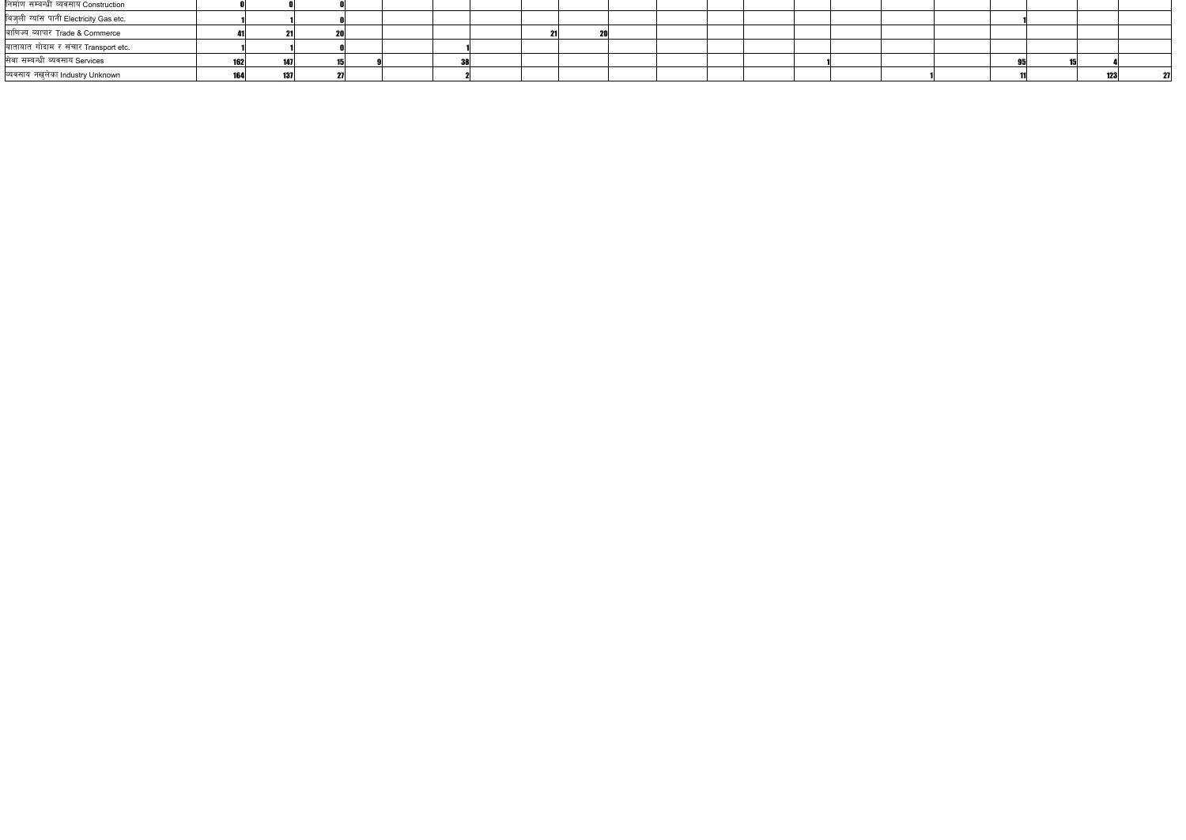| | | | | | | | | | | | | | | | | | | | | | |
|---|---|---|---|---|---|---|---|---|---|---|---|---|---|---|---|---|---|---|---|---|---|
| निर्माण सम्बन्धी व्यवसाय Construction | **0** | **0** | **0** | | | | | | | | | | | | | | | | | | |
| बिजुली ग्यांस पानी Electricity Gas etc. | **1** | **1** | **0** | | | | | | | | | | | | | | | **1** | | | |
| वाणिज्य व्यापार Trade & Commerce | **41** | **21** | **20** | | | | | **21** | **20** | | | | | | | | | | | | |
| यातायात गोदाम र सचार Transport etc. | **1** | **1** | **0** | | | **1** | | | | | | | | | | | | | | | |
| सेवा सम्बन्धी व्यवसाय Services | **162** | **147** | **15** | **9** | | **38** | | | | | | | | **1** | | | | **95** | **15** | **4** | |
| व्यवसाय नखुलेका Industry Unknown | **164** | **137** | **27** | | | **2** | | | | | | | | | | **1** | | **11** | | **123** | **27** |